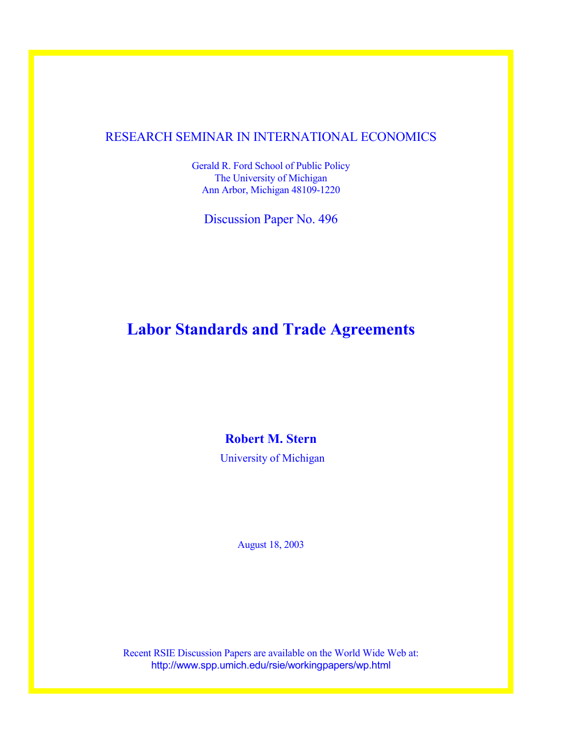RESEARCH SEMINAR IN INTERNATIONAL ECONOMICS

Gerald R. Ford School of Public Policy
The University of Michigan
Ann Arbor, Michigan 48109-1220

Discussion Paper No. 496

# Labor Standards and Trade Agreements

**Robert M. Stern**

University of Michigan

August 18, 2003

Recent RSIE Discussion Papers are available on the World Wide Web at:
http://www.spp.umich.edu/rsie/workingpapers/wp.html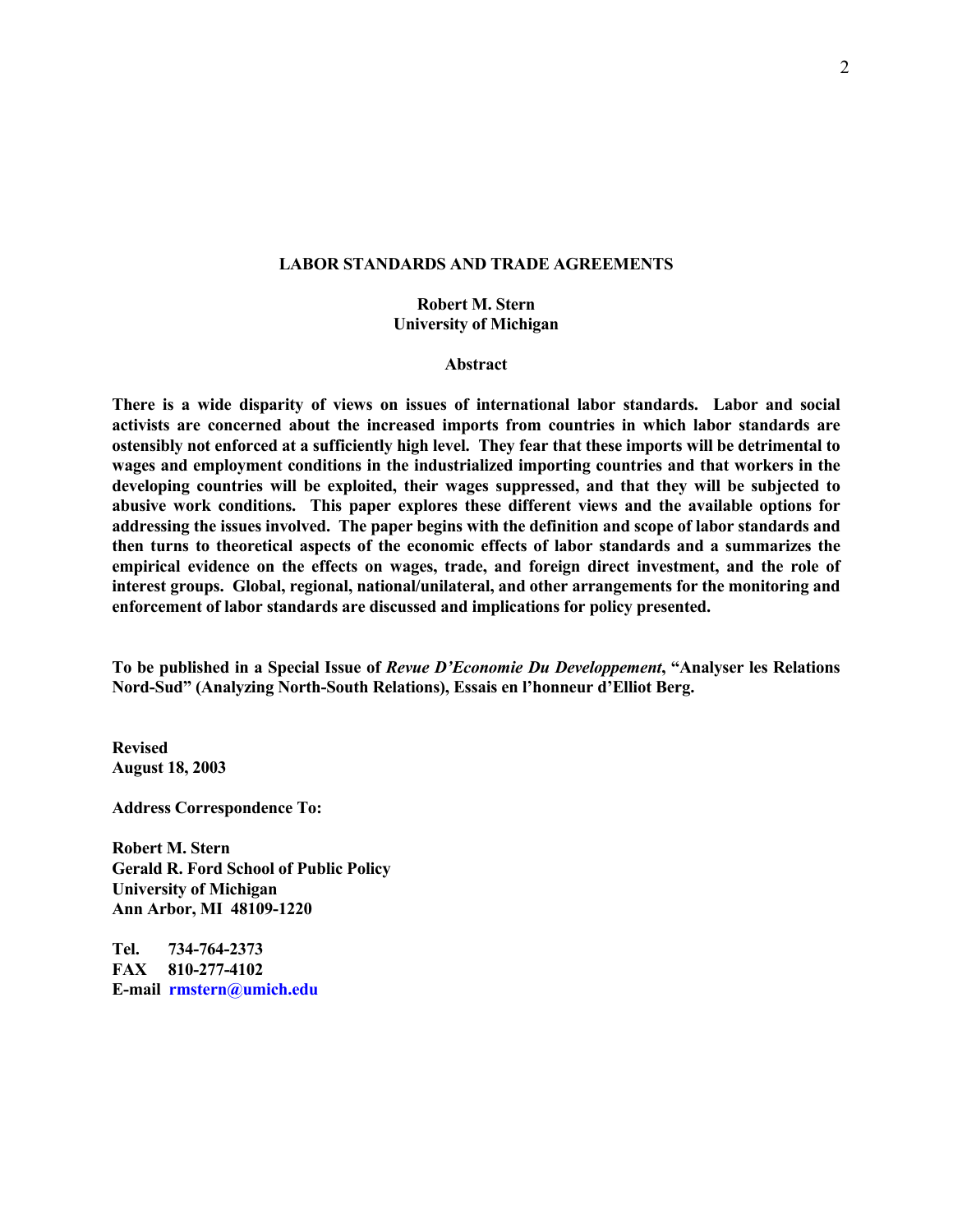# LABOR STANDARDS AND TRADE AGREEMENTS

**Robert M. Stern**
**University of Michigan**

## Abstract

**There is a wide disparity of views on issues of international labor standards. Labor and social activists are concerned about the increased imports from countries in which labor standards are ostensibly not enforced at a sufficiently high level. They fear that these imports will be detrimental to wages and employment conditions in the industrialized importing countries and that workers in the developing countries will be exploited, their wages suppressed, and that they will be subjected to abusive work conditions. This paper explores these different views and the available options for addressing the issues involved. The paper begins with the definition and scope of labor standards and then turns to theoretical aspects of the economic effects of labor standards and a summarizes the empirical evidence on the effects on wages, trade, and foreign direct investment, and the role of interest groups. Global, regional, national/unilateral, and other arrangements for the monitoring and enforcement of labor standards are discussed and implications for policy presented.**

**To be published in a Special Issue of *Revue D'Economie Du Developpement*, "Analyser les Relations Nord-Sud" (Analyzing North-South Relations), Essais en l'honneur d'Elliot Berg.**

**Revised**
**August 18, 2003**

**Address Correspondence To:**

**Robert M. Stern**
**Gerald R. Ford School of Public Policy**
**University of Michigan**
**Ann Arbor, MI 48109-1220**

**Tel.** **734-764-2373**
**FAX** **810-277-4102**
**E-mail** **rmstern@umich.edu**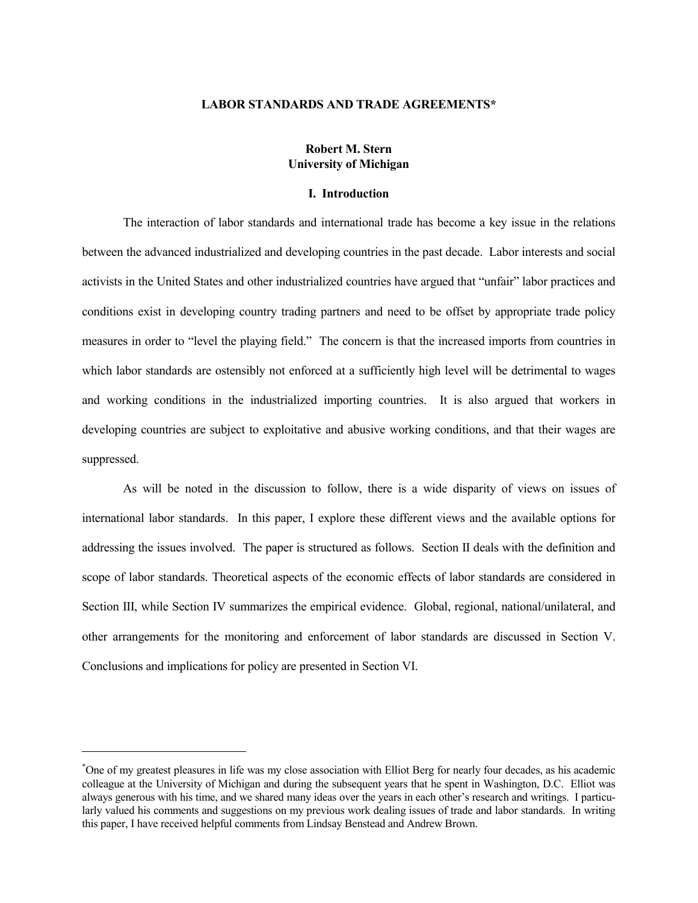# LABOR STANDARDS AND TRADE AGREEMENTS*

**Robert M. Stern**
**University of Michigan**

## I. Introduction

The interaction of labor standards and international trade has become a key issue in the relations between the advanced industrialized and developing countries in the past decade. Labor interests and social activists in the United States and other industrialized countries have argued that "unfair" labor practices and conditions exist in developing country trading partners and need to be offset by appropriate trade policy measures in order to "level the playing field." The concern is that the increased imports from countries in which labor standards are ostensibly not enforced at a sufficiently high level will be detrimental to wages and working conditions in the industrialized importing countries. It is also argued that workers in developing countries are subject to exploitative and abusive working conditions, and that their wages are suppressed.

As will be noted in the discussion to follow, there is a wide disparity of views on issues of international labor standards. In this paper, I explore these different views and the available options for addressing the issues involved. The paper is structured as follows. Section II deals with the definition and scope of labor standards. Theoretical aspects of the economic effects of labor standards are considered in Section III, while Section IV summarizes the empirical evidence. Global, regional, national/unilateral, and other arrangements for the monitoring and enforcement of labor standards are discussed in Section V. Conclusions and implications for policy are presented in Section VI.

---

*One of my greatest pleasures in life was my close association with Elliot Berg for nearly four decades, as his academic colleague at the University of Michigan and during the subsequent years that he spent in Washington, D.C. Elliot was always generous with his time, and we shared many ideas over the years in each other's research and writings. I particularly valued his comments and suggestions on my previous work dealing issues of trade and labor standards. In writing this paper, I have received helpful comments from Lindsay Benstead and Andrew Brown.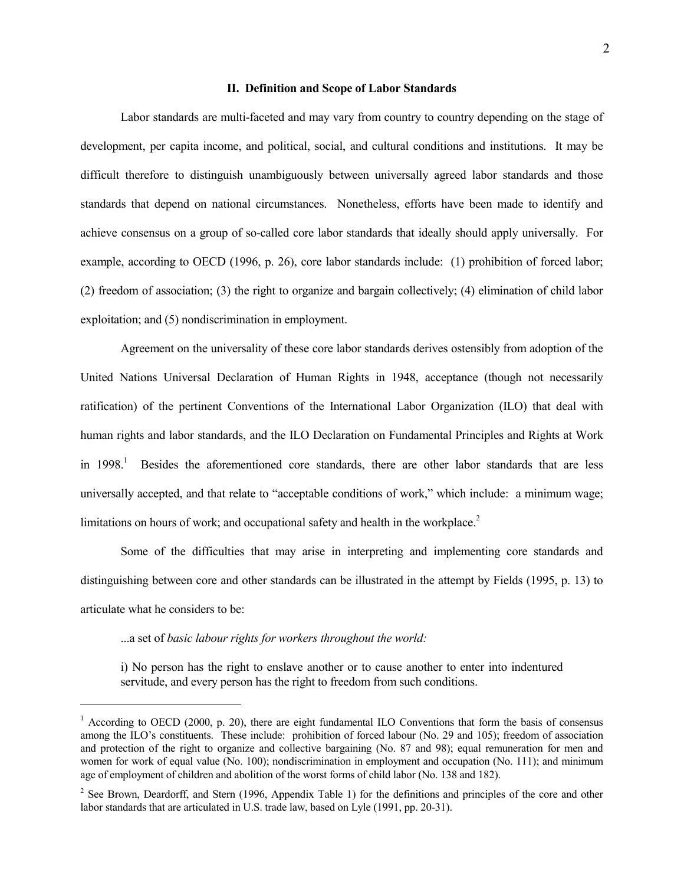## II. Definition and Scope of Labor Standards

Labor standards are multi-faceted and may vary from country to country depending on the stage of development, per capita income, and political, social, and cultural conditions and institutions. It may be difficult therefore to distinguish unambiguously between universally agreed labor standards and those standards that depend on national circumstances. Nonetheless, efforts have been made to identify and achieve consensus on a group of so-called core labor standards that ideally should apply universally. For example, according to OECD (1996, p. 26), core labor standards include: (1) prohibition of forced labor; (2) freedom of association; (3) the right to organize and bargain collectively; (4) elimination of child labor exploitation; and (5) nondiscrimination in employment.

Agreement on the universality of these core labor standards derives ostensibly from adoption of the United Nations Universal Declaration of Human Rights in 1948, acceptance (though not necessarily ratification) of the pertinent Conventions of the International Labor Organization (ILO) that deal with human rights and labor standards, and the ILO Declaration on Fundamental Principles and Rights at Work in 1998.[1] Besides the aforementioned core standards, there are other labor standards that are less universally accepted, and that relate to "acceptable conditions of work," which include: a minimum wage; limitations on hours of work; and occupational safety and health in the workplace.[2]

Some of the difficulties that may arise in interpreting and implementing core standards and distinguishing between core and other standards can be illustrated in the attempt by Fields (1995, p. 13) to articulate what he considers to be:

> ...a set of *basic labour rights for workers throughout the world:*
>
> i) No person has the right to enslave another or to cause another to enter into indentured servitude, and every person has the right to freedom from such conditions.

---

[1] According to OECD (2000, p. 20), there are eight fundamental ILO Conventions that form the basis of consensus among the ILO's constituents. These include: prohibition of forced labour (No. 29 and 105); freedom of association and protection of the right to organize and collective bargaining (No. 87 and 98); equal remuneration for men and women for work of equal value (No. 100); nondiscrimination in employment and occupation (No. 111); and minimum age of employment of children and abolition of the worst forms of child labor (No. 138 and 182).

[2] See Brown, Deardorff, and Stern (1996, Appendix Table 1) for the definitions and principles of the core and other labor standards that are articulated in U.S. trade law, based on Lyle (1991, pp. 20-31).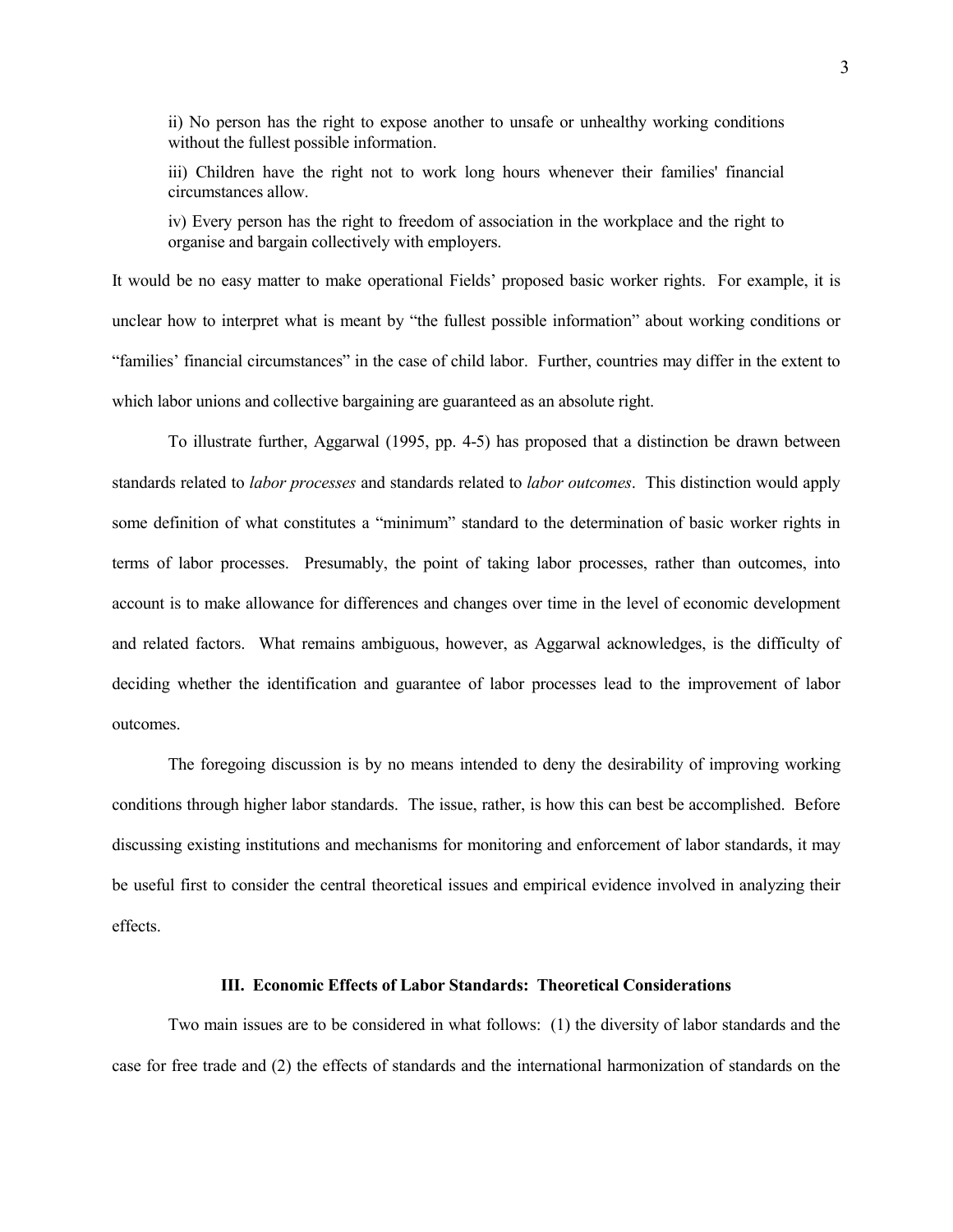ii) No person has the right to expose another to unsafe or unhealthy working conditions without the fullest possible information.

iii) Children have the right not to work long hours whenever their families' financial circumstances allow.

iv) Every person has the right to freedom of association in the workplace and the right to organise and bargain collectively with employers.

It would be no easy matter to make operational Fields' proposed basic worker rights. For example, it is unclear how to interpret what is meant by "the fullest possible information" about working conditions or "families' financial circumstances" in the case of child labor. Further, countries may differ in the extent to which labor unions and collective bargaining are guaranteed as an absolute right.

To illustrate further, Aggarwal (1995, pp. 4-5) has proposed that a distinction be drawn between standards related to *labor processes* and standards related to *labor outcomes*. This distinction would apply some definition of what constitutes a "minimum" standard to the determination of basic worker rights in terms of labor processes. Presumably, the point of taking labor processes, rather than outcomes, into account is to make allowance for differences and changes over time in the level of economic development and related factors. What remains ambiguous, however, as Aggarwal acknowledges, is the difficulty of deciding whether the identification and guarantee of labor processes lead to the improvement of labor outcomes.

The foregoing discussion is by no means intended to deny the desirability of improving working conditions through higher labor standards. The issue, rather, is how this can best be accomplished. Before discussing existing institutions and mechanisms for monitoring and enforcement of labor standards, it may be useful first to consider the central theoretical issues and empirical evidence involved in analyzing their effects.

## III. Economic Effects of Labor Standards: Theoretical Considerations

Two main issues are to be considered in what follows: (1) the diversity of labor standards and the case for free trade and (2) the effects of standards and the international harmonization of standards on the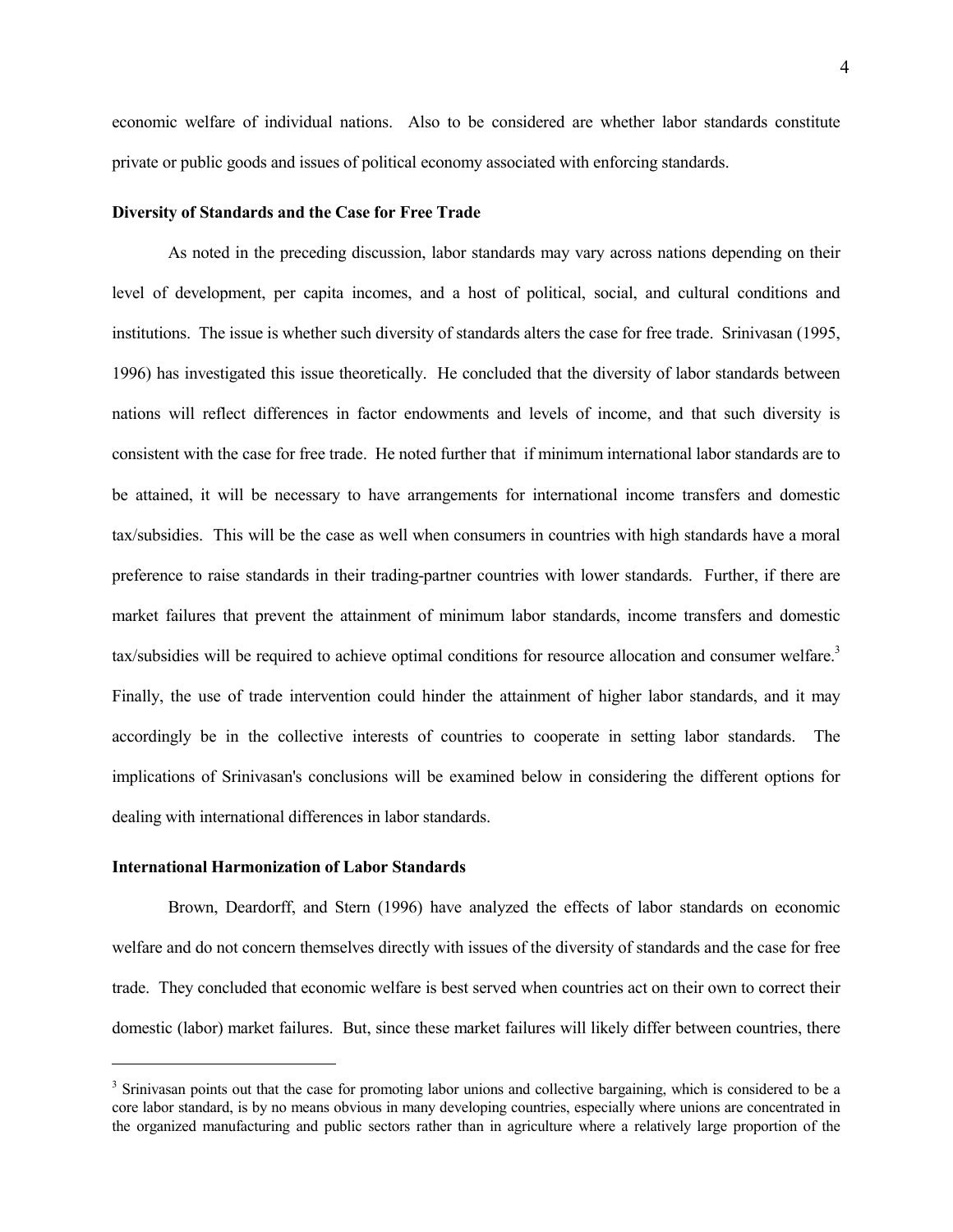economic welfare of individual nations. Also to be considered are whether labor standards constitute private or public goods and issues of political economy associated with enforcing standards.

**Diversity of Standards and the Case for Free Trade**

As noted in the preceding discussion, labor standards may vary across nations depending on their level of development, per capita incomes, and a host of political, social, and cultural conditions and institutions. The issue is whether such diversity of standards alters the case for free trade. Srinivasan (1995, 1996) has investigated this issue theoretically. He concluded that the diversity of labor standards between nations will reflect differences in factor endowments and levels of income, and that such diversity is consistent with the case for free trade. He noted further that if minimum international labor standards are to be attained, it will be necessary to have arrangements for international income transfers and domestic tax/subsidies. This will be the case as well when consumers in countries with high standards have a moral preference to raise standards in their trading-partner countries with lower standards. Further, if there are market failures that prevent the attainment of minimum labor standards, income transfers and domestic tax/subsidies will be required to achieve optimal conditions for resource allocation and consumer welfare.[3] Finally, the use of trade intervention could hinder the attainment of higher labor standards, and it may accordingly be in the collective interests of countries to cooperate in setting labor standards. The implications of Srinivasan's conclusions will be examined below in considering the different options for dealing with international differences in labor standards.

**International Harmonization of Labor Standards**

Brown, Deardorff, and Stern (1996) have analyzed the effects of labor standards on economic welfare and do not concern themselves directly with issues of the diversity of standards and the case for free trade. They concluded that economic welfare is best served when countries act on their own to correct their domestic (labor) market failures. But, since these market failures will likely differ between countries, there

---

[3] Srinivasan points out that the case for promoting labor unions and collective bargaining, which is considered to be a core labor standard, is by no means obvious in many developing countries, especially where unions are concentrated in the organized manufacturing and public sectors rather than in agriculture where a relatively large proportion of the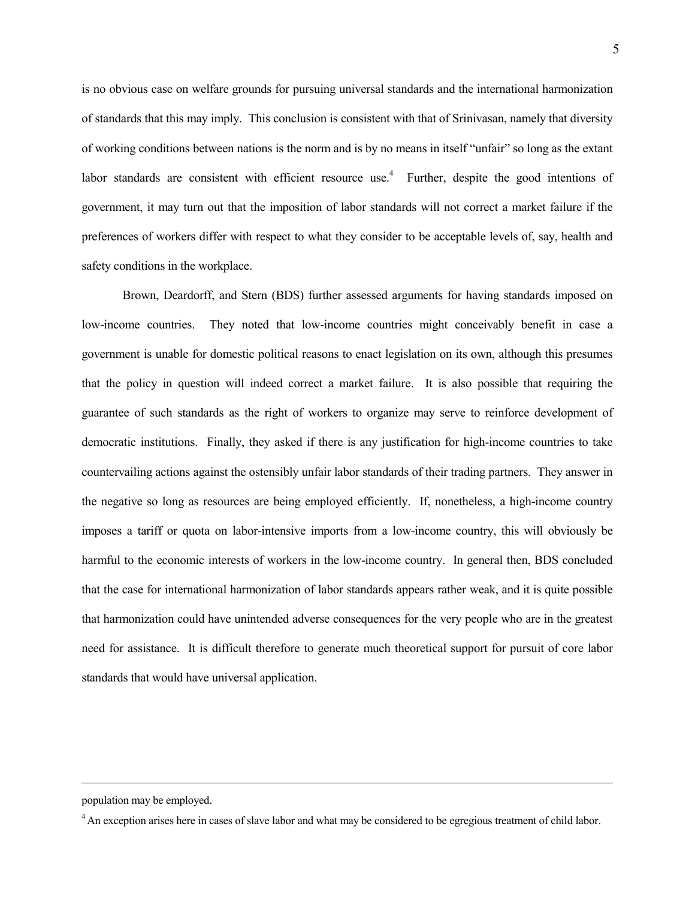is no obvious case on welfare grounds for pursuing universal standards and the international harmonization of standards that this may imply. This conclusion is consistent with that of Srinivasan, namely that diversity of working conditions between nations is the norm and is by no means in itself "unfair" so long as the extant labor standards are consistent with efficient resource use.[4] Further, despite the good intentions of government, it may turn out that the imposition of labor standards will not correct a market failure if the preferences of workers differ with respect to what they consider to be acceptable levels of, say, health and safety conditions in the workplace.

Brown, Deardorff, and Stern (BDS) further assessed arguments for having standards imposed on low-income countries. They noted that low-income countries might conceivably benefit in case a government is unable for domestic political reasons to enact legislation on its own, although this presumes that the policy in question will indeed correct a market failure. It is also possible that requiring the guarantee of such standards as the right of workers to organize may serve to reinforce development of democratic institutions. Finally, they asked if there is any justification for high-income countries to take countervailing actions against the ostensibly unfair labor standards of their trading partners. They answer in the negative so long as resources are being employed efficiently. If, nonetheless, a high-income country imposes a tariff or quota on labor-intensive imports from a low-income country, this will obviously be harmful to the economic interests of workers in the low-income country. In general then, BDS concluded that the case for international harmonization of labor standards appears rather weak, and it is quite possible that harmonization could have unintended adverse consequences for the very people who are in the greatest need for assistance. It is difficult therefore to generate much theoretical support for pursuit of core labor standards that would have universal application.

---

population may be employed.

[4] An exception arises here in cases of slave labor and what may be considered to be egregious treatment of child labor.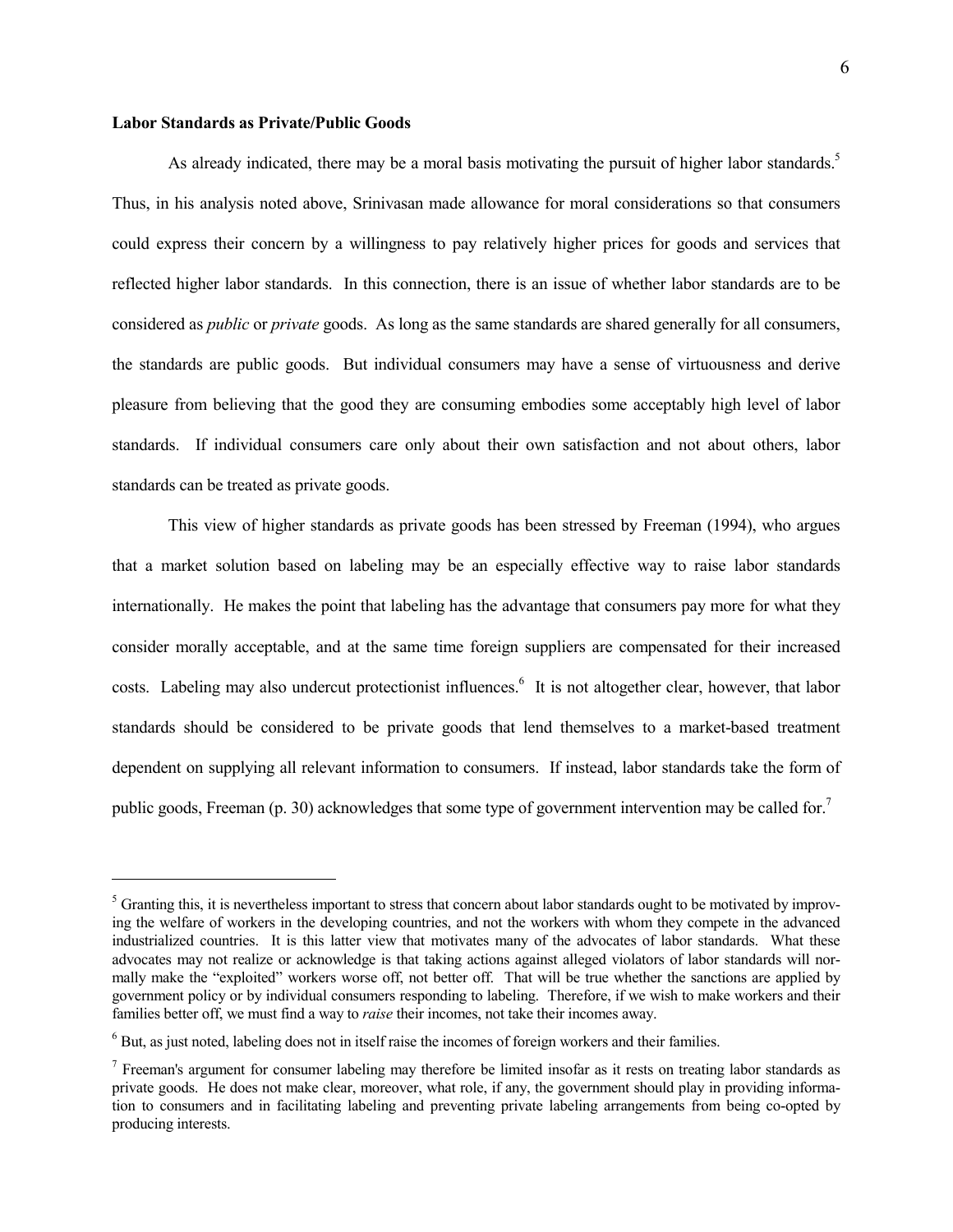**Labor Standards as Private/Public Goods**

As already indicated, there may be a moral basis motivating the pursuit of higher labor standards.[5] Thus, in his analysis noted above, Srinivasan made allowance for moral considerations so that consumers could express their concern by a willingness to pay relatively higher prices for goods and services that reflected higher labor standards. In this connection, there is an issue of whether labor standards are to be considered as *public* or *private* goods. As long as the same standards are shared generally for all consumers, the standards are public goods. But individual consumers may have a sense of virtuousness and derive pleasure from believing that the good they are consuming embodies some acceptably high level of labor standards. If individual consumers care only about their own satisfaction and not about others, labor standards can be treated as private goods.

This view of higher standards as private goods has been stressed by Freeman (1994), who argues that a market solution based on labeling may be an especially effective way to raise labor standards internationally. He makes the point that labeling has the advantage that consumers pay more for what they consider morally acceptable, and at the same time foreign suppliers are compensated for their increased costs. Labeling may also undercut protectionist influences.[6] It is not altogether clear, however, that labor standards should be considered to be private goods that lend themselves to a market-based treatment dependent on supplying all relevant information to consumers. If instead, labor standards take the form of public goods, Freeman (p. 30) acknowledges that some type of government intervention may be called for.[7]

---

[5] Granting this, it is nevertheless important to stress that concern about labor standards ought to be motivated by improving the welfare of workers in the developing countries, and not the workers with whom they compete in the advanced industrialized countries. It is this latter view that motivates many of the advocates of labor standards. What these advocates may not realize or acknowledge is that taking actions against alleged violators of labor standards will normally make the "exploited" workers worse off, not better off. That will be true whether the sanctions are applied by government policy or by individual consumers responding to labeling. Therefore, if we wish to make workers and their families better off, we must find a way to *raise* their incomes, not take their incomes away.

[6] But, as just noted, labeling does not in itself raise the incomes of foreign workers and their families.

[7] Freeman's argument for consumer labeling may therefore be limited insofar as it rests on treating labor standards as private goods. He does not make clear, moreover, what role, if any, the government should play in providing information to consumers and in facilitating labeling and preventing private labeling arrangements from being co-opted by producing interests.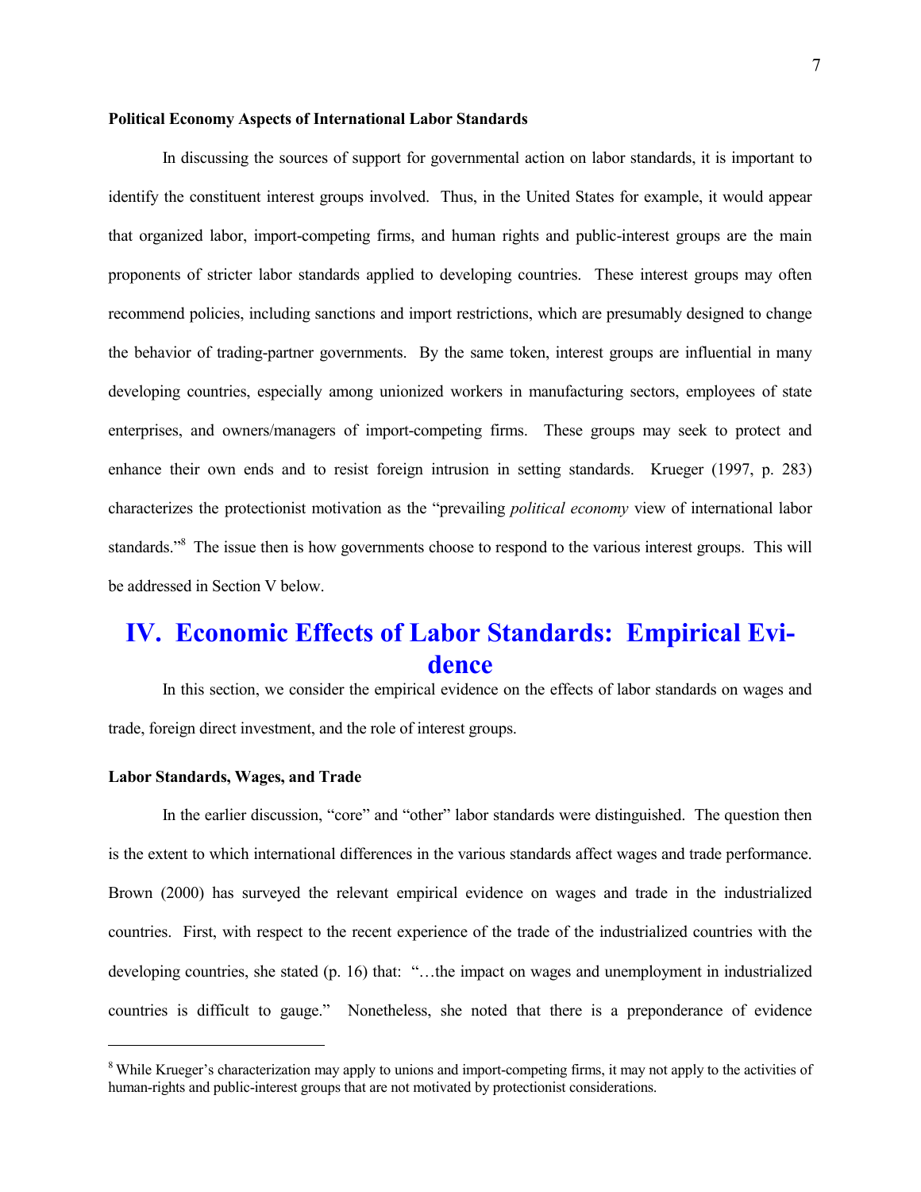### Political Economy Aspects of International Labor Standards

In discussing the sources of support for governmental action on labor standards, it is important to identify the constituent interest groups involved. Thus, in the United States for example, it would appear that organized labor, import-competing firms, and human rights and public-interest groups are the main proponents of stricter labor standards applied to developing countries. These interest groups may often recommend policies, including sanctions and import restrictions, which are presumably designed to change the behavior of trading-partner governments. By the same token, interest groups are influential in many developing countries, especially among unionized workers in manufacturing sectors, employees of state enterprises, and owners/managers of import-competing firms. These groups may seek to protect and enhance their own ends and to resist foreign intrusion in setting standards. Krueger (1997, p. 283) characterizes the protectionist motivation as the "prevailing *political economy* view of international labor standards."[8] The issue then is how governments choose to respond to the various interest groups. This will be addressed in Section V below.

## IV. Economic Effects of Labor Standards: Empirical Evidence

In this section, we consider the empirical evidence on the effects of labor standards on wages and trade, foreign direct investment, and the role of interest groups.

### Labor Standards, Wages, and Trade

In the earlier discussion, "core" and "other" labor standards were distinguished. The question then is the extent to which international differences in the various standards affect wages and trade performance. Brown (2000) has surveyed the relevant empirical evidence on wages and trade in the industrialized countries. First, with respect to the recent experience of the trade of the industrialized countries with the developing countries, she stated (p. 16) that: "…the impact on wages and unemployment in industrialized countries is difficult to gauge." Nonetheless, she noted that there is a preponderance of evidence

---

[8] While Krueger's characterization may apply to unions and import-competing firms, it may not apply to the activities of human-rights and public-interest groups that are not motivated by protectionist considerations.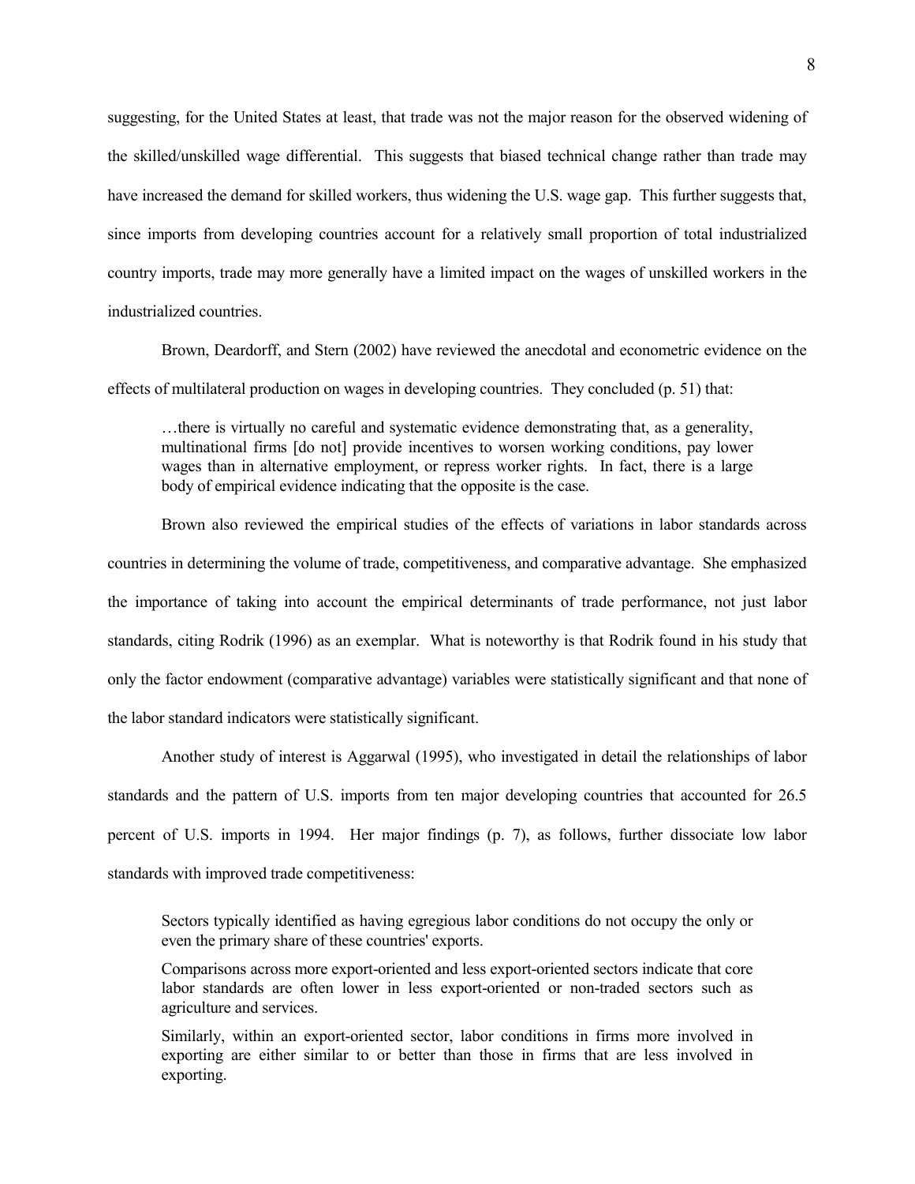suggesting, for the United States at least, that trade was not the major reason for the observed widening of the skilled/unskilled wage differential. This suggests that biased technical change rather than trade may have increased the demand for skilled workers, thus widening the U.S. wage gap. This further suggests that, since imports from developing countries account for a relatively small proportion of total industrialized country imports, trade may more generally have a limited impact on the wages of unskilled workers in the industrialized countries.

Brown, Deardorff, and Stern (2002) have reviewed the anecdotal and econometric evidence on the effects of multilateral production on wages in developing countries. They concluded (p. 51) that:

> …there is virtually no careful and systematic evidence demonstrating that, as a generality, multinational firms [do not] provide incentives to worsen working conditions, pay lower wages than in alternative employment, or repress worker rights. In fact, there is a large body of empirical evidence indicating that the opposite is the case.

Brown also reviewed the empirical studies of the effects of variations in labor standards across countries in determining the volume of trade, competitiveness, and comparative advantage. She emphasized the importance of taking into account the empirical determinants of trade performance, not just labor standards, citing Rodrik (1996) as an exemplar. What is noteworthy is that Rodrik found in his study that only the factor endowment (comparative advantage) variables were statistically significant and that none of the labor standard indicators were statistically significant.

Another study of interest is Aggarwal (1995), who investigated in detail the relationships of labor standards and the pattern of U.S. imports from ten major developing countries that accounted for 26.5 percent of U.S. imports in 1994. Her major findings (p. 7), as follows, further dissociate low labor standards with improved trade competitiveness:

> Sectors typically identified as having egregious labor conditions do not occupy the only or even the primary share of these countries' exports.
>
> Comparisons across more export-oriented and less export-oriented sectors indicate that core labor standards are often lower in less export-oriented or non-traded sectors such as agriculture and services.
>
> Similarly, within an export-oriented sector, labor conditions in firms more involved in exporting are either similar to or better than those in firms that are less involved in exporting.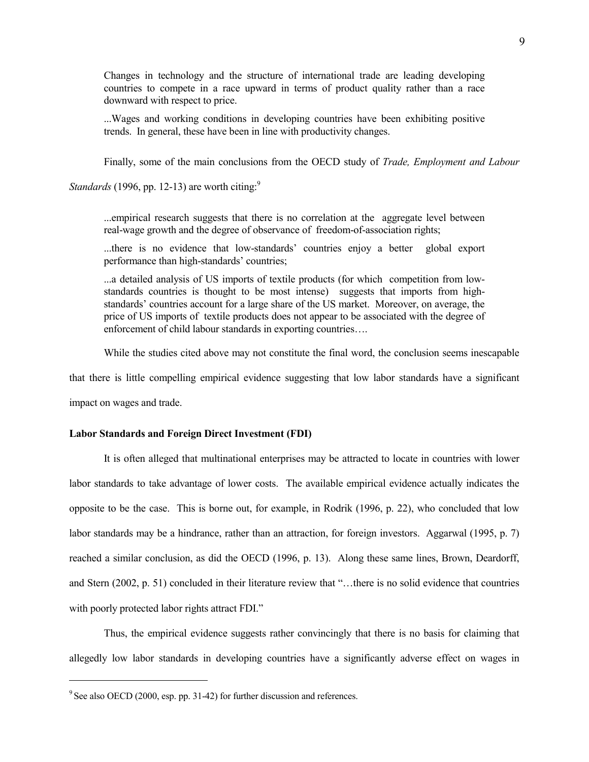> Changes in technology and the structure of international trade are leading developing countries to compete in a race upward in terms of product quality rather than a race downward with respect to price.
>
> ...Wages and working conditions in developing countries have been exhibiting positive trends. In general, these have been in line with productivity changes.

Finally, some of the main conclusions from the OECD study of *Trade, Employment and Labour Standards* (1996, pp. 12-13) are worth citing:[9]

> ...empirical research suggests that there is no correlation at the aggregate level between real-wage growth and the degree of observance of freedom-of-association rights;
>
> ...there is no evidence that low-standards' countries enjoy a better global export performance than high-standards' countries;
>
> ...a detailed analysis of US imports of textile products (for which competition from low-standards countries is thought to be most intense) suggests that imports from high-standards' countries account for a large share of the US market. Moreover, on average, the price of US imports of textile products does not appear to be associated with the degree of enforcement of child labour standards in exporting countries….

While the studies cited above may not constitute the final word, the conclusion seems inescapable that there is little compelling empirical evidence suggesting that low labor standards have a significant impact on wages and trade.

**Labor Standards and Foreign Direct Investment (FDI)**

It is often alleged that multinational enterprises may be attracted to locate in countries with lower labor standards to take advantage of lower costs. The available empirical evidence actually indicates the opposite to be the case. This is borne out, for example, in Rodrik (1996, p. 22), who concluded that low labor standards may be a hindrance, rather than an attraction, for foreign investors. Aggarwal (1995, p. 7) reached a similar conclusion, as did the OECD (1996, p. 13). Along these same lines, Brown, Deardorff, and Stern (2002, p. 51) concluded in their literature review that "…there is no solid evidence that countries with poorly protected labor rights attract FDI."

Thus, the empirical evidence suggests rather convincingly that there is no basis for claiming that allegedly low labor standards in developing countries have a significantly adverse effect on wages in

[9] See also OECD (2000, esp. pp. 31-42) for further discussion and references.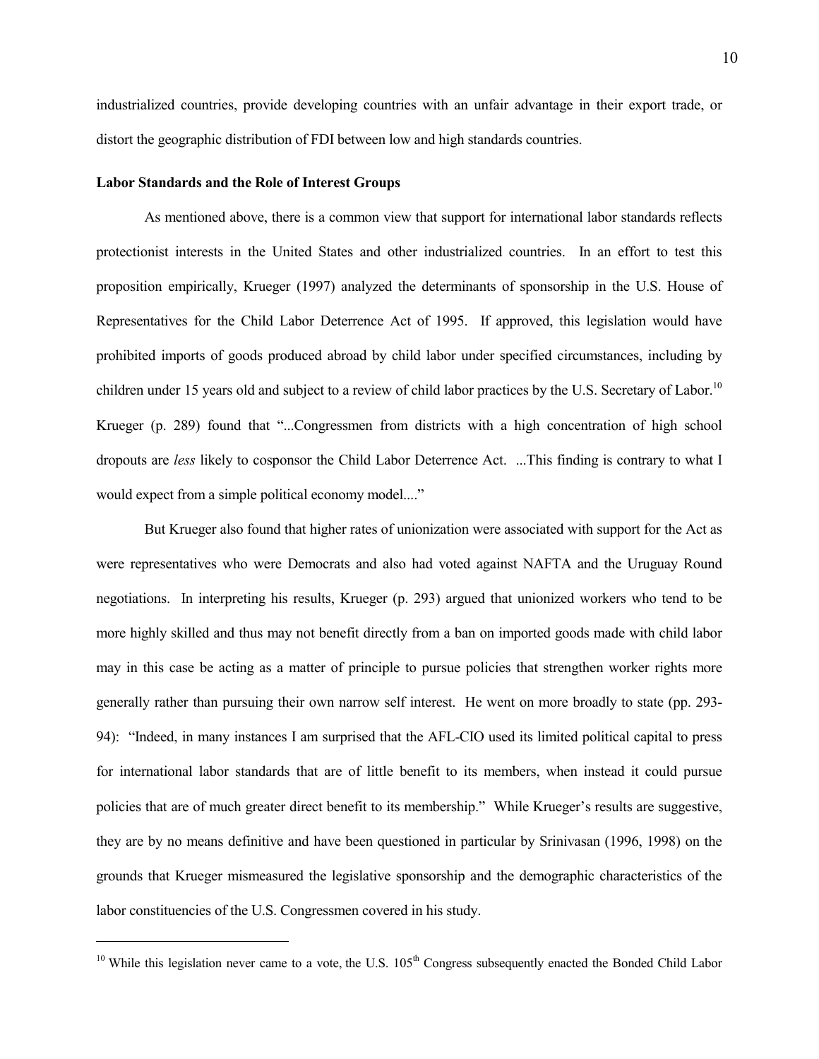industrialized countries, provide developing countries with an unfair advantage in their export trade, or distort the geographic distribution of FDI between low and high standards countries.

**Labor Standards and the Role of Interest Groups**

As mentioned above, there is a common view that support for international labor standards reflects protectionist interests in the United States and other industrialized countries. In an effort to test this proposition empirically, Krueger (1997) analyzed the determinants of sponsorship in the U.S. House of Representatives for the Child Labor Deterrence Act of 1995. If approved, this legislation would have prohibited imports of goods produced abroad by child labor under specified circumstances, including by children under 15 years old and subject to a review of child labor practices by the U.S. Secretary of Labor.[10] Krueger (p. 289) found that "...Congressmen from districts with a high concentration of high school dropouts are *less* likely to cosponsor the Child Labor Deterrence Act. ...This finding is contrary to what I would expect from a simple political economy model...."

But Krueger also found that higher rates of unionization were associated with support for the Act as were representatives who were Democrats and also had voted against NAFTA and the Uruguay Round negotiations. In interpreting his results, Krueger (p. 293) argued that unionized workers who tend to be more highly skilled and thus may not benefit directly from a ban on imported goods made with child labor may in this case be acting as a matter of principle to pursue policies that strengthen worker rights more generally rather than pursuing their own narrow self interest. He went on more broadly to state (pp. 293-94): "Indeed, in many instances I am surprised that the AFL-CIO used its limited political capital to press for international labor standards that are of little benefit to its members, when instead it could pursue policies that are of much greater direct benefit to its membership." While Krueger's results are suggestive, they are by no means definitive and have been questioned in particular by Srinivasan (1996, 1998) on the grounds that Krueger mismeasured the legislative sponsorship and the demographic characteristics of the labor constituencies of the U.S. Congressmen covered in his study.

---

[10] While this legislation never came to a vote, the U.S. 105th Congress subsequently enacted the Bonded Child Labor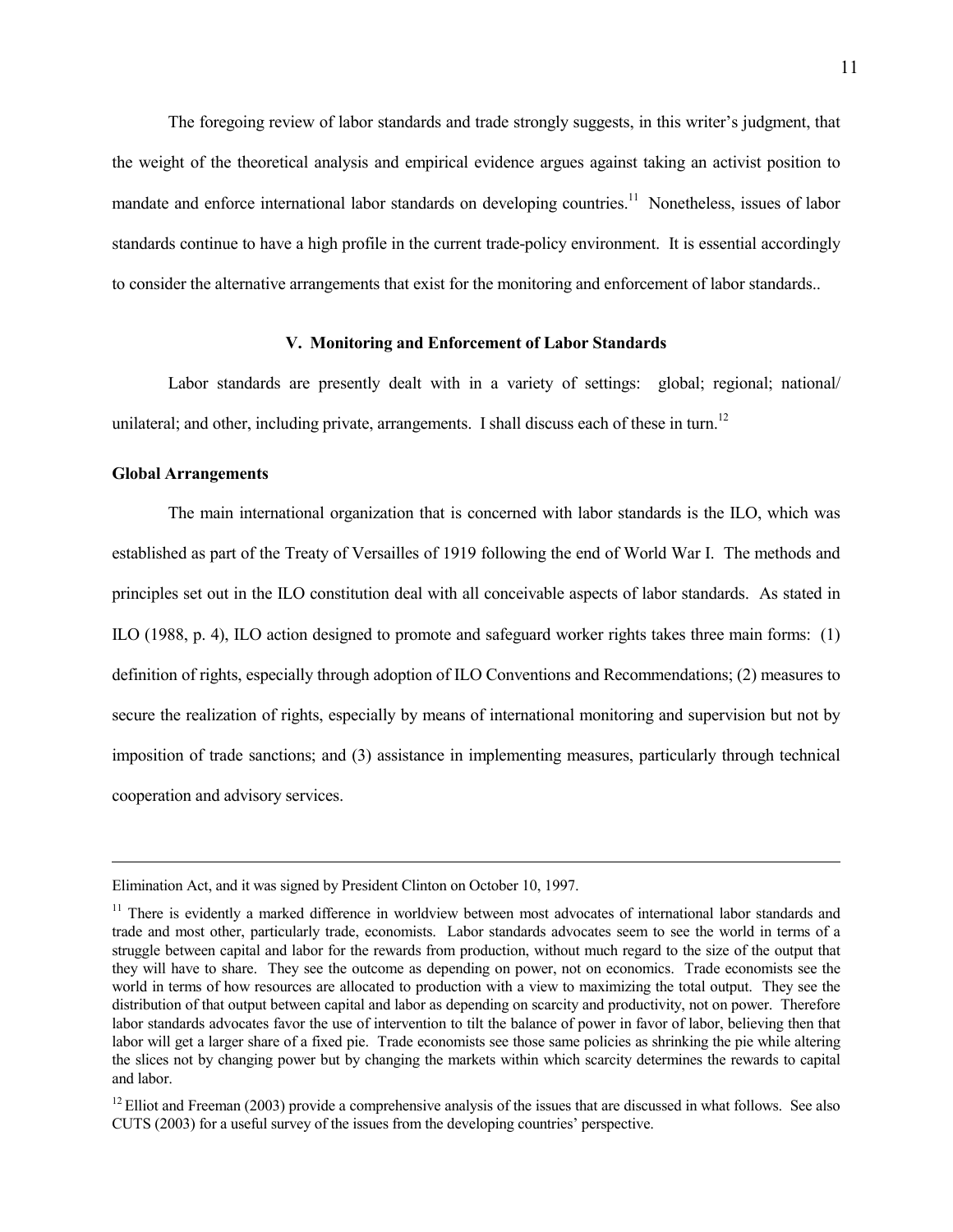The foregoing review of labor standards and trade strongly suggests, in this writer's judgment, that the weight of the theoretical analysis and empirical evidence argues against taking an activist position to mandate and enforce international labor standards on developing countries.[11] Nonetheless, issues of labor standards continue to have a high profile in the current trade-policy environment. It is essential accordingly to consider the alternative arrangements that exist for the monitoring and enforcement of labor standards..

## V. Monitoring and Enforcement of Labor Standards

Labor standards are presently dealt with in a variety of settings: global; regional; national/ unilateral; and other, including private, arrangements. I shall discuss each of these in turn.[12]

### Global Arrangements

The main international organization that is concerned with labor standards is the ILO, which was established as part of the Treaty of Versailles of 1919 following the end of World War I. The methods and principles set out in the ILO constitution deal with all conceivable aspects of labor standards. As stated in ILO (1988, p. 4), ILO action designed to promote and safeguard worker rights takes three main forms: (1) definition of rights, especially through adoption of ILO Conventions and Recommendations; (2) measures to secure the realization of rights, especially by means of international monitoring and supervision but not by imposition of trade sanctions; and (3) assistance in implementing measures, particularly through technical cooperation and advisory services.

---

Elimination Act, and it was signed by President Clinton on October 10, 1997.

[11] There is evidently a marked difference in worldview between most advocates of international labor standards and trade and most other, particularly trade, economists. Labor standards advocates seem to see the world in terms of a struggle between capital and labor for the rewards from production, without much regard to the size of the output that they will have to share. They see the outcome as depending on power, not on economics. Trade economists see the world in terms of how resources are allocated to production with a view to maximizing the total output. They see the distribution of that output between capital and labor as depending on scarcity and productivity, not on power. Therefore labor standards advocates favor the use of intervention to tilt the balance of power in favor of labor, believing then that labor will get a larger share of a fixed pie. Trade economists see those same policies as shrinking the pie while altering the slices not by changing power but by changing the markets within which scarcity determines the rewards to capital and labor.

[12] Elliot and Freeman (2003) provide a comprehensive analysis of the issues that are discussed in what follows. See also CUTS (2003) for a useful survey of the issues from the developing countries' perspective.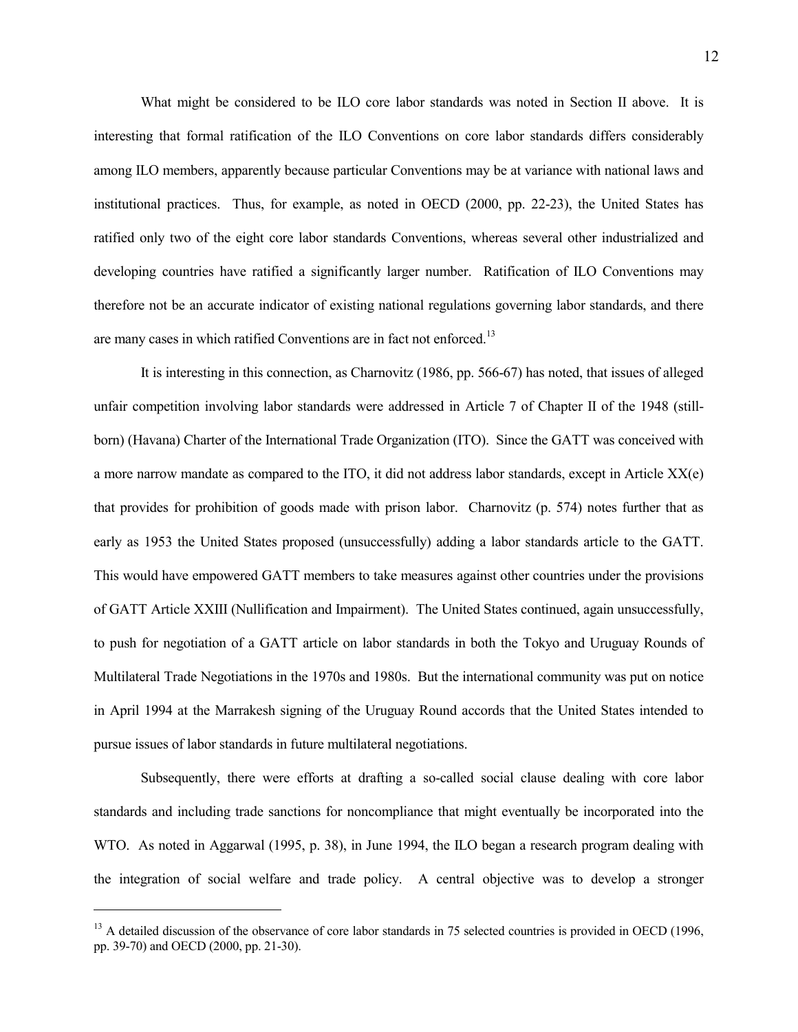What might be considered to be ILO core labor standards was noted in Section II above. It is interesting that formal ratification of the ILO Conventions on core labor standards differs considerably among ILO members, apparently because particular Conventions may be at variance with national laws and institutional practices. Thus, for example, as noted in OECD (2000, pp. 22-23), the United States has ratified only two of the eight core labor standards Conventions, whereas several other industrialized and developing countries have ratified a significantly larger number. Ratification of ILO Conventions may therefore not be an accurate indicator of existing national regulations governing labor standards, and there are many cases in which ratified Conventions are in fact not enforced.[13]

It is interesting in this connection, as Charnovitz (1986, pp. 566-67) has noted, that issues of alleged unfair competition involving labor standards were addressed in Article 7 of Chapter II of the 1948 (still-born) (Havana) Charter of the International Trade Organization (ITO). Since the GATT was conceived with a more narrow mandate as compared to the ITO, it did not address labor standards, except in Article XX(e) that provides for prohibition of goods made with prison labor. Charnovitz (p. 574) notes further that as early as 1953 the United States proposed (unsuccessfully) adding a labor standards article to the GATT. This would have empowered GATT members to take measures against other countries under the provisions of GATT Article XXIII (Nullification and Impairment). The United States continued, again unsuccessfully, to push for negotiation of a GATT article on labor standards in both the Tokyo and Uruguay Rounds of Multilateral Trade Negotiations in the 1970s and 1980s. But the international community was put on notice in April 1994 at the Marrakesh signing of the Uruguay Round accords that the United States intended to pursue issues of labor standards in future multilateral negotiations.

Subsequently, there were efforts at drafting a so-called social clause dealing with core labor standards and including trade sanctions for noncompliance that might eventually be incorporated into the WTO. As noted in Aggarwal (1995, p. 38), in June 1994, the ILO began a research program dealing with the integration of social welfare and trade policy. A central objective was to develop a stronger

---

[13] A detailed discussion of the observance of core labor standards in 75 selected countries is provided in OECD (1996, pp. 39-70) and OECD (2000, pp. 21-30).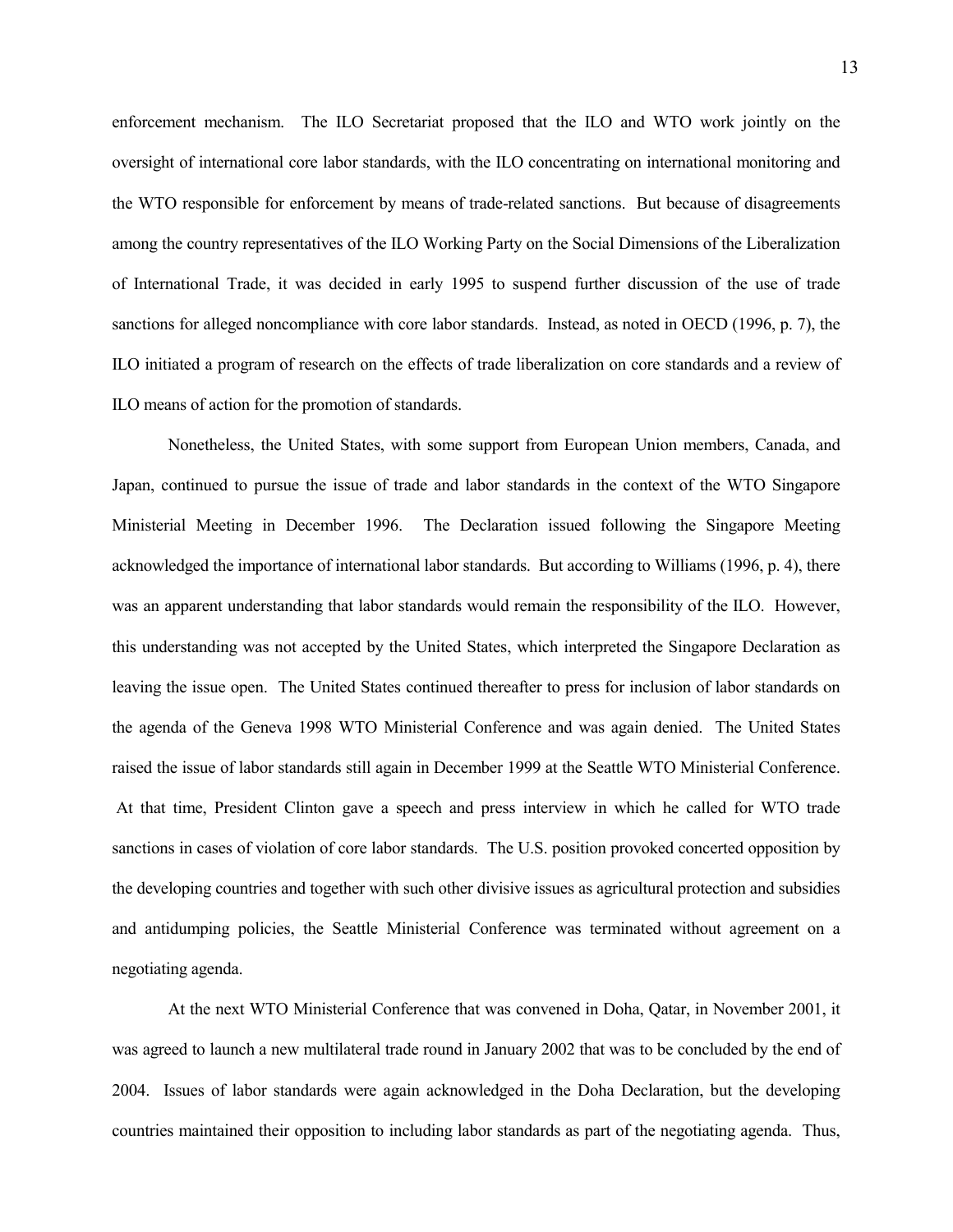enforcement mechanism. The ILO Secretariat proposed that the ILO and WTO work jointly on the oversight of international core labor standards, with the ILO concentrating on international monitoring and the WTO responsible for enforcement by means of trade-related sanctions. But because of disagreements among the country representatives of the ILO Working Party on the Social Dimensions of the Liberalization of International Trade, it was decided in early 1995 to suspend further discussion of the use of trade sanctions for alleged noncompliance with core labor standards. Instead, as noted in OECD (1996, p. 7), the ILO initiated a program of research on the effects of trade liberalization on core standards and a review of ILO means of action for the promotion of standards.

Nonetheless, the United States, with some support from European Union members, Canada, and Japan, continued to pursue the issue of trade and labor standards in the context of the WTO Singapore Ministerial Meeting in December 1996. The Declaration issued following the Singapore Meeting acknowledged the importance of international labor standards. But according to Williams (1996, p. 4), there was an apparent understanding that labor standards would remain the responsibility of the ILO. However, this understanding was not accepted by the United States, which interpreted the Singapore Declaration as leaving the issue open. The United States continued thereafter to press for inclusion of labor standards on the agenda of the Geneva 1998 WTO Ministerial Conference and was again denied. The United States raised the issue of labor standards still again in December 1999 at the Seattle WTO Ministerial Conference. At that time, President Clinton gave a speech and press interview in which he called for WTO trade sanctions in cases of violation of core labor standards. The U.S. position provoked concerted opposition by the developing countries and together with such other divisive issues as agricultural protection and subsidies and antidumping policies, the Seattle Ministerial Conference was terminated without agreement on a negotiating agenda.

At the next WTO Ministerial Conference that was convened in Doha, Qatar, in November 2001, it was agreed to launch a new multilateral trade round in January 2002 that was to be concluded by the end of 2004. Issues of labor standards were again acknowledged in the Doha Declaration, but the developing countries maintained their opposition to including labor standards as part of the negotiating agenda. Thus,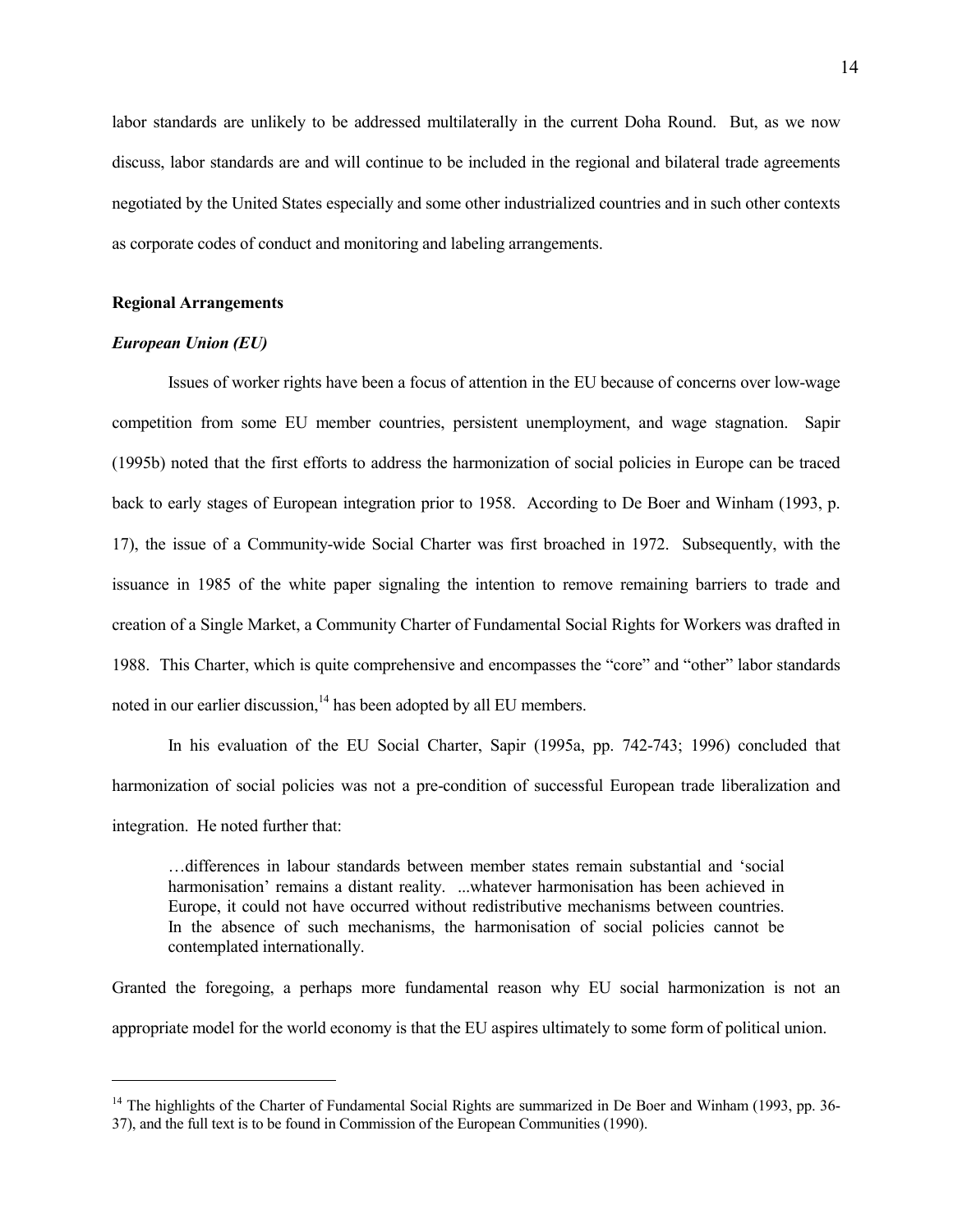labor standards are unlikely to be addressed multilaterally in the current Doha Round. But, as we now discuss, labor standards are and will continue to be included in the regional and bilateral trade agreements negotiated by the United States especially and some other industrialized countries and in such other contexts as corporate codes of conduct and monitoring and labeling arrangements.

**Regional Arrangements**

***European Union (EU)***

Issues of worker rights have been a focus of attention in the EU because of concerns over low-wage competition from some EU member countries, persistent unemployment, and wage stagnation. Sapir (1995b) noted that the first efforts to address the harmonization of social policies in Europe can be traced back to early stages of European integration prior to 1958. According to De Boer and Winham (1993, p. 17), the issue of a Community-wide Social Charter was first broached in 1972. Subsequently, with the issuance in 1985 of the white paper signaling the intention to remove remaining barriers to trade and creation of a Single Market, a Community Charter of Fundamental Social Rights for Workers was drafted in 1988. This Charter, which is quite comprehensive and encompasses the "core" and "other" labor standards noted in our earlier discussion,[14] has been adopted by all EU members.

In his evaluation of the EU Social Charter, Sapir (1995a, pp. 742-743; 1996) concluded that harmonization of social policies was not a pre-condition of successful European trade liberalization and integration. He noted further that:

> …differences in labour standards between member states remain substantial and 'social harmonisation' remains a distant reality. ...whatever harmonisation has been achieved in Europe, it could not have occurred without redistributive mechanisms between countries. In the absence of such mechanisms, the harmonisation of social policies cannot be contemplated internationally.

Granted the foregoing, a perhaps more fundamental reason why EU social harmonization is not an appropriate model for the world economy is that the EU aspires ultimately to some form of political union.

---

[14] The highlights of the Charter of Fundamental Social Rights are summarized in De Boer and Winham (1993, pp. 36-37), and the full text is to be found in Commission of the European Communities (1990).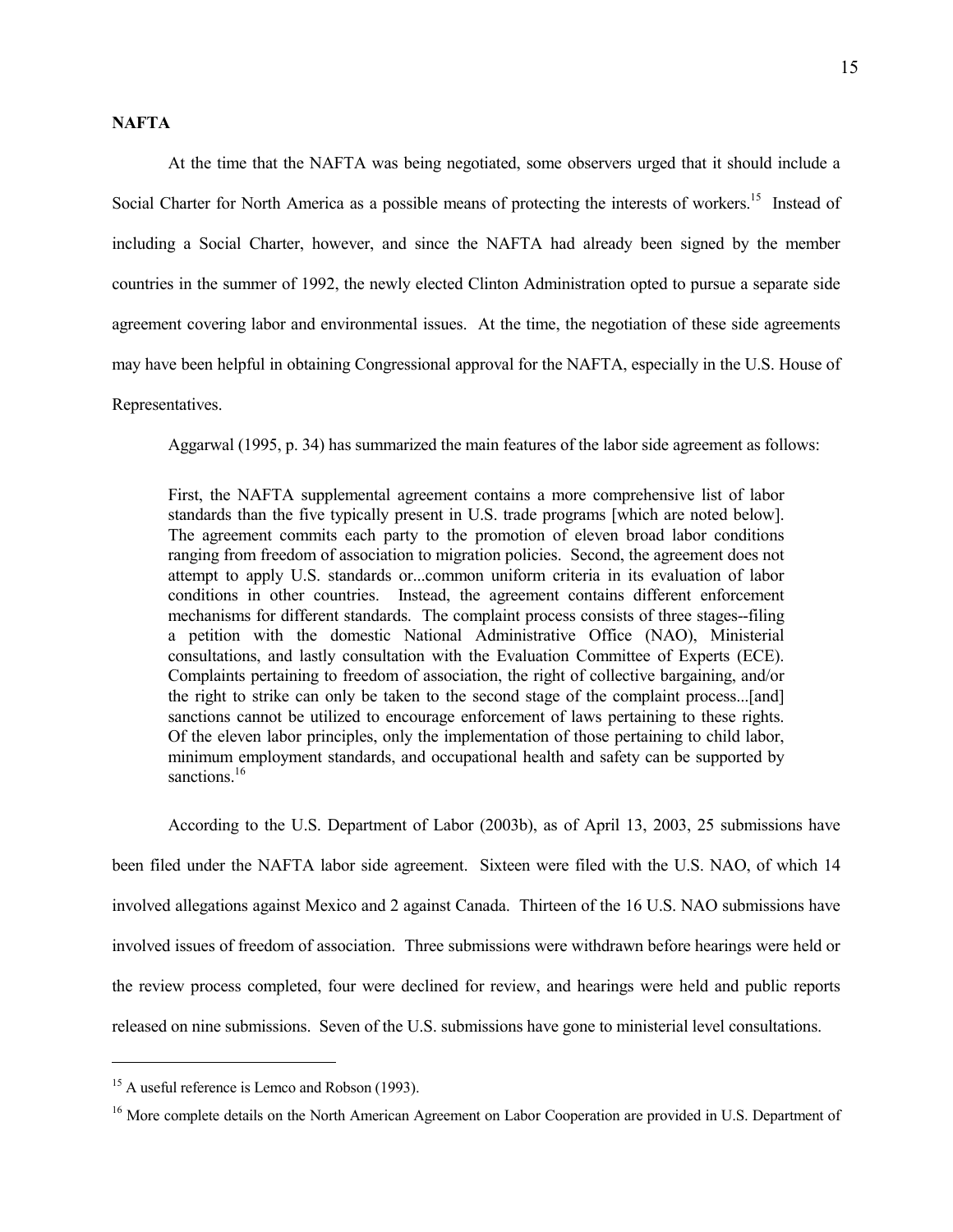**NAFTA**

At the time that the NAFTA was being negotiated, some observers urged that it should include a Social Charter for North America as a possible means of protecting the interests of workers.[15] Instead of including a Social Charter, however, and since the NAFTA had already been signed by the member countries in the summer of 1992, the newly elected Clinton Administration opted to pursue a separate side agreement covering labor and environmental issues. At the time, the negotiation of these side agreements may have been helpful in obtaining Congressional approval for the NAFTA, especially in the U.S. House of Representatives.

Aggarwal (1995, p. 34) has summarized the main features of the labor side agreement as follows:

> First, the NAFTA supplemental agreement contains a more comprehensive list of labor standards than the five typically present in U.S. trade programs [which are noted below]. The agreement commits each party to the promotion of eleven broad labor conditions ranging from freedom of association to migration policies. Second, the agreement does not attempt to apply U.S. standards or...common uniform criteria in its evaluation of labor conditions in other countries. Instead, the agreement contains different enforcement mechanisms for different standards. The complaint process consists of three stages--filing a petition with the domestic National Administrative Office (NAO), Ministerial consultations, and lastly consultation with the Evaluation Committee of Experts (ECE). Complaints pertaining to freedom of association, the right of collective bargaining, and/or the right to strike can only be taken to the second stage of the complaint process...[and] sanctions cannot be utilized to encourage enforcement of laws pertaining to these rights. Of the eleven labor principles, only the implementation of those pertaining to child labor, minimum employment standards, and occupational health and safety can be supported by sanctions.[16]

According to the U.S. Department of Labor (2003b), as of April 13, 2003, 25 submissions have been filed under the NAFTA labor side agreement. Sixteen were filed with the U.S. NAO, of which 14 involved allegations against Mexico and 2 against Canada. Thirteen of the 16 U.S. NAO submissions have involved issues of freedom of association. Three submissions were withdrawn before hearings were held or the review process completed, four were declined for review, and hearings were held and public reports released on nine submissions. Seven of the U.S. submissions have gone to ministerial level consultations.

---

[15] A useful reference is Lemco and Robson (1993).

[16] More complete details on the North American Agreement on Labor Cooperation are provided in U.S. Department of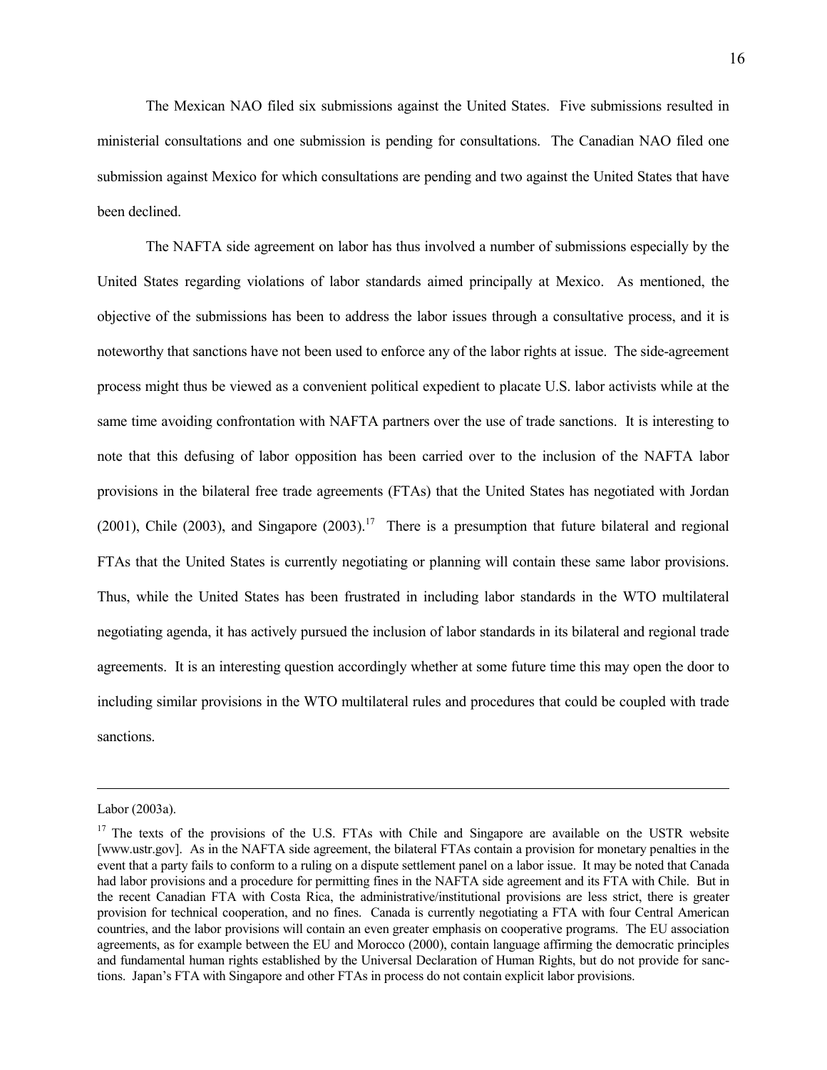The Mexican NAO filed six submissions against the United States. Five submissions resulted in ministerial consultations and one submission is pending for consultations. The Canadian NAO filed one submission against Mexico for which consultations are pending and two against the United States that have been declined.

The NAFTA side agreement on labor has thus involved a number of submissions especially by the United States regarding violations of labor standards aimed principally at Mexico. As mentioned, the objective of the submissions has been to address the labor issues through a consultative process, and it is noteworthy that sanctions have not been used to enforce any of the labor rights at issue. The side-agreement process might thus be viewed as a convenient political expedient to placate U.S. labor activists while at the same time avoiding confrontation with NAFTA partners over the use of trade sanctions. It is interesting to note that this defusing of labor opposition has been carried over to the inclusion of the NAFTA labor provisions in the bilateral free trade agreements (FTAs) that the United States has negotiated with Jordan (2001), Chile (2003), and Singapore (2003).[17] There is a presumption that future bilateral and regional FTAs that the United States is currently negotiating or planning will contain these same labor provisions. Thus, while the United States has been frustrated in including labor standards in the WTO multilateral negotiating agenda, it has actively pursued the inclusion of labor standards in its bilateral and regional trade agreements. It is an interesting question accordingly whether at some future time this may open the door to including similar provisions in the WTO multilateral rules and procedures that could be coupled with trade sanctions.

---

Labor (2003a).

[17] The texts of the provisions of the U.S. FTAs with Chile and Singapore are available on the USTR website [www.ustr.gov]. As in the NAFTA side agreement, the bilateral FTAs contain a provision for monetary penalties in the event that a party fails to conform to a ruling on a dispute settlement panel on a labor issue. It may be noted that Canada had labor provisions and a procedure for permitting fines in the NAFTA side agreement and its FTA with Chile. But in the recent Canadian FTA with Costa Rica, the administrative/institutional provisions are less strict, there is greater provision for technical cooperation, and no fines. Canada is currently negotiating a FTA with four Central American countries, and the labor provisions will contain an even greater emphasis on cooperative programs. The EU association agreements, as for example between the EU and Morocco (2000), contain language affirming the democratic principles and fundamental human rights established by the Universal Declaration of Human Rights, but do not provide for sanctions. Japan's FTA with Singapore and other FTAs in process do not contain explicit labor provisions.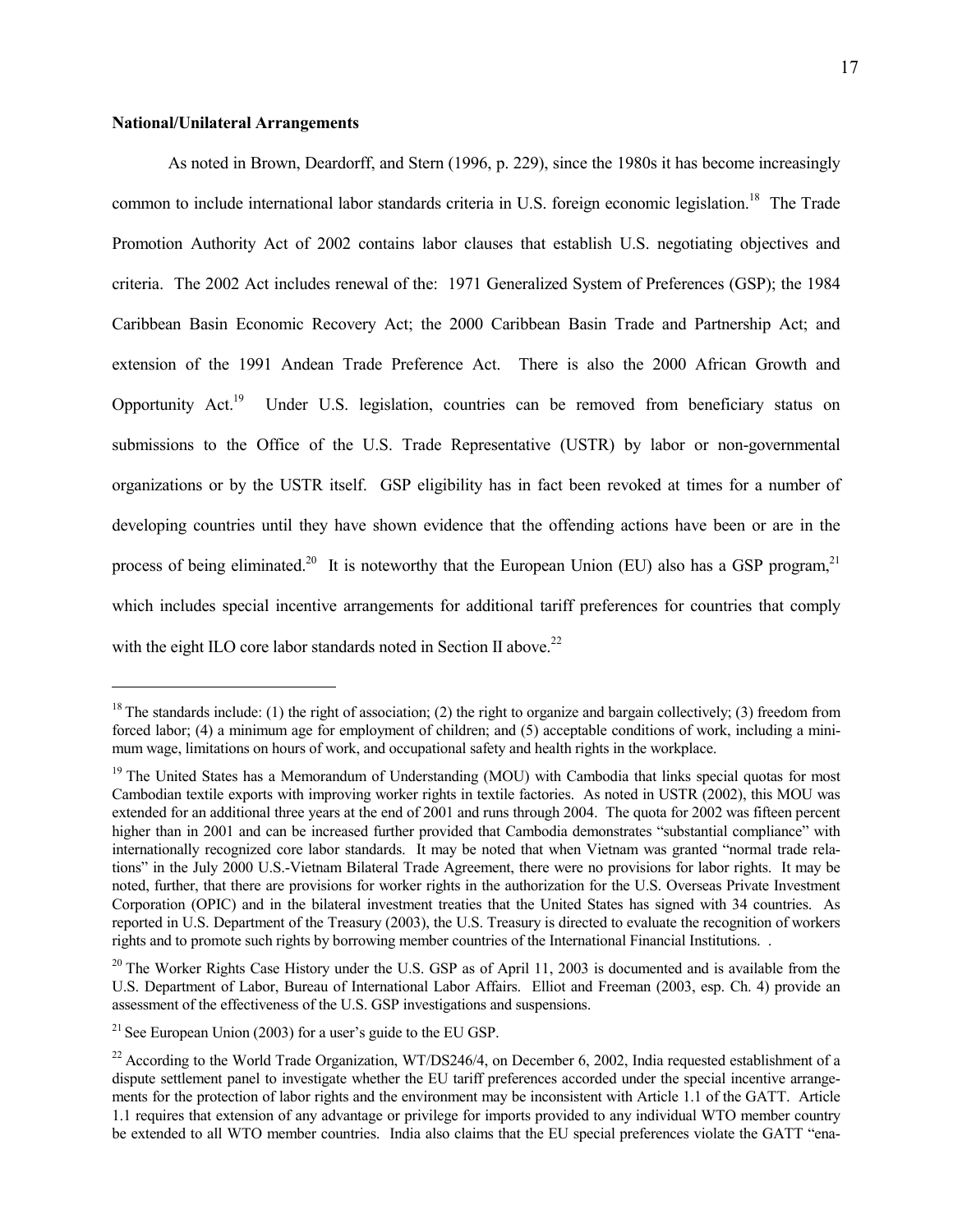**National/Unilateral Arrangements**

As noted in Brown, Deardorff, and Stern (1996, p. 229), since the 1980s it has become increasingly common to include international labor standards criteria in U.S. foreign economic legislation.[18] The Trade Promotion Authority Act of 2002 contains labor clauses that establish U.S. negotiating objectives and criteria. The 2002 Act includes renewal of the: 1971 Generalized System of Preferences (GSP); the 1984 Caribbean Basin Economic Recovery Act; the 2000 Caribbean Basin Trade and Partnership Act; and extension of the 1991 Andean Trade Preference Act. There is also the 2000 African Growth and Opportunity Act.[19] Under U.S. legislation, countries can be removed from beneficiary status on submissions to the Office of the U.S. Trade Representative (USTR) by labor or non-governmental organizations or by the USTR itself. GSP eligibility has in fact been revoked at times for a number of developing countries until they have shown evidence that the offending actions have been or are in the process of being eliminated.[20] It is noteworthy that the European Union (EU) also has a GSP program,[21] which includes special incentive arrangements for additional tariff preferences for countries that comply with the eight ILO core labor standards noted in Section II above.[22]

---

[18] The standards include: (1) the right of association; (2) the right to organize and bargain collectively; (3) freedom from forced labor; (4) a minimum age for employment of children; and (5) acceptable conditions of work, including a minimum wage, limitations on hours of work, and occupational safety and health rights in the workplace.

[19] The United States has a Memorandum of Understanding (MOU) with Cambodia that links special quotas for most Cambodian textile exports with improving worker rights in textile factories. As noted in USTR (2002), this MOU was extended for an additional three years at the end of 2001 and runs through 2004. The quota for 2002 was fifteen percent higher than in 2001 and can be increased further provided that Cambodia demonstrates "substantial compliance" with internationally recognized core labor standards. It may be noted that when Vietnam was granted "normal trade relations" in the July 2000 U.S.-Vietnam Bilateral Trade Agreement, there were no provisions for labor rights. It may be noted, further, that there are provisions for worker rights in the authorization for the U.S. Overseas Private Investment Corporation (OPIC) and in the bilateral investment treaties that the United States has signed with 34 countries. As reported in U.S. Department of the Treasury (2003), the U.S. Treasury is directed to evaluate the recognition of workers rights and to promote such rights by borrowing member countries of the International Financial Institutions. .

[20] The Worker Rights Case History under the U.S. GSP as of April 11, 2003 is documented and is available from the U.S. Department of Labor, Bureau of International Labor Affairs. Elliot and Freeman (2003, esp. Ch. 4) provide an assessment of the effectiveness of the U.S. GSP investigations and suspensions.

[21] See European Union (2003) for a user's guide to the EU GSP.

[22] According to the World Trade Organization, WT/DS246/4, on December 6, 2002, India requested establishment of a dispute settlement panel to investigate whether the EU tariff preferences accorded under the special incentive arrangements for the protection of labor rights and the environment may be inconsistent with Article 1.1 of the GATT. Article 1.1 requires that extension of any advantage or privilege for imports provided to any individual WTO member country be extended to all WTO member countries. India also claims that the EU special preferences violate the GATT "ena-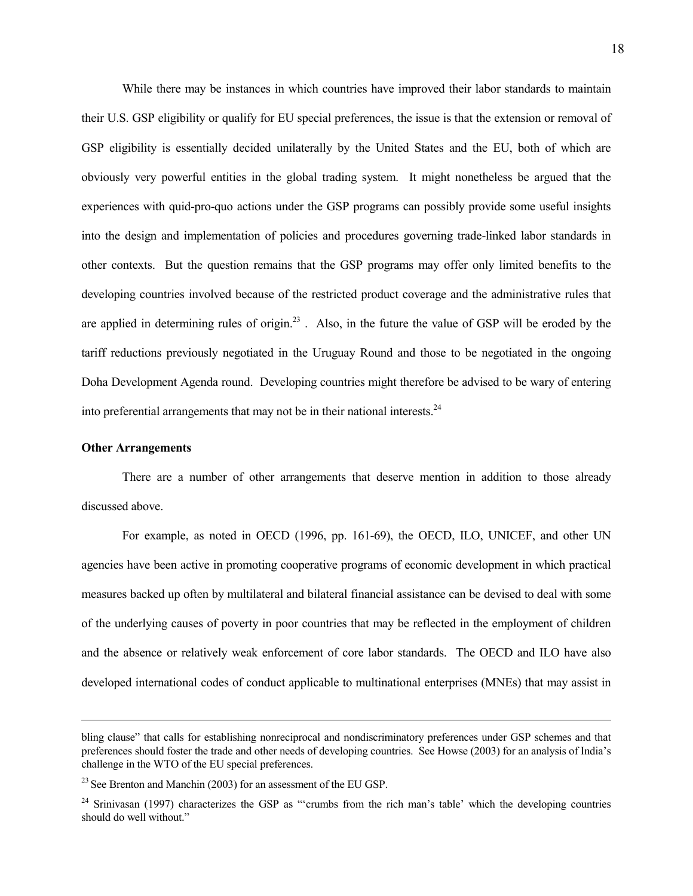While there may be instances in which countries have improved their labor standards to maintain their U.S. GSP eligibility or qualify for EU special preferences, the issue is that the extension or removal of GSP eligibility is essentially decided unilaterally by the United States and the EU, both of which are obviously very powerful entities in the global trading system. It might nonetheless be argued that the experiences with quid-pro-quo actions under the GSP programs can possibly provide some useful insights into the design and implementation of policies and procedures governing trade-linked labor standards in other contexts. But the question remains that the GSP programs may offer only limited benefits to the developing countries involved because of the restricted product coverage and the administrative rules that are applied in determining rules of origin.[23] . Also, in the future the value of GSP will be eroded by the tariff reductions previously negotiated in the Uruguay Round and those to be negotiated in the ongoing Doha Development Agenda round. Developing countries might therefore be advised to be wary of entering into preferential arrangements that may not be in their national interests.[24]

**Other Arrangements**

There are a number of other arrangements that deserve mention in addition to those already discussed above.

For example, as noted in OECD (1996, pp. 161-69), the OECD, ILO, UNICEF, and other UN agencies have been active in promoting cooperative programs of economic development in which practical measures backed up often by multilateral and bilateral financial assistance can be devised to deal with some of the underlying causes of poverty in poor countries that may be reflected in the employment of children and the absence or relatively weak enforcement of core labor standards. The OECD and ILO have also developed international codes of conduct applicable to multinational enterprises (MNEs) that may assist in

---

bling clause" that calls for establishing nonreciprocal and nondiscriminatory preferences under GSP schemes and that preferences should foster the trade and other needs of developing countries. See Howse (2003) for an analysis of India's challenge in the WTO of the EU special preferences.

[23] See Brenton and Manchin (2003) for an assessment of the EU GSP.

[24] Srinivasan (1997) characterizes the GSP as "'crumbs from the rich man's table' which the developing countries should do well without."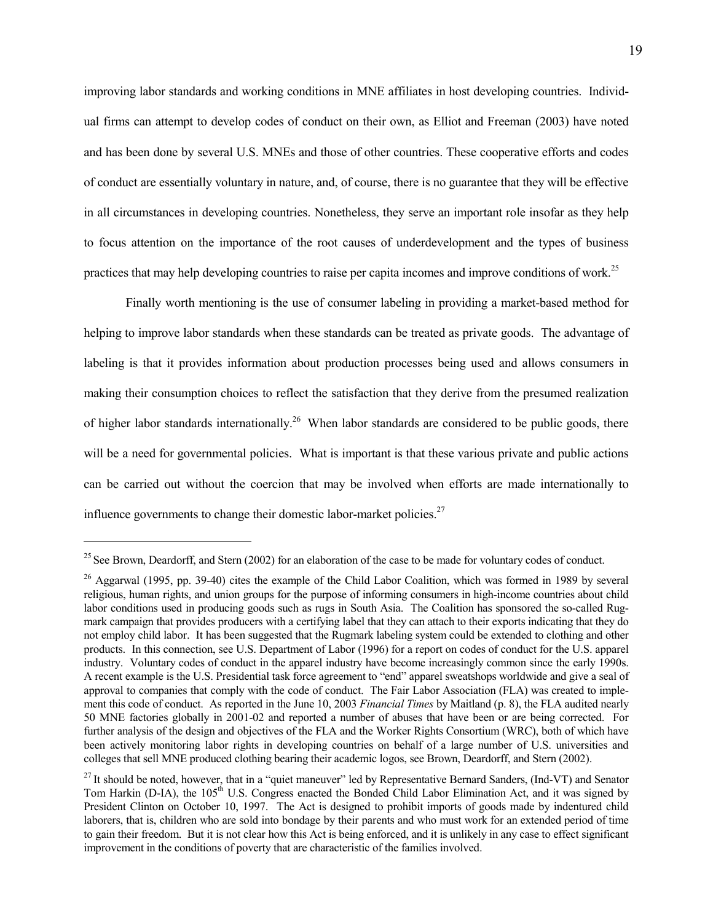improving labor standards and working conditions in MNE affiliates in host developing countries. Individual firms can attempt to develop codes of conduct on their own, as Elliot and Freeman (2003) have noted and has been done by several U.S. MNEs and those of other countries. These cooperative efforts and codes of conduct are essentially voluntary in nature, and, of course, there is no guarantee that they will be effective in all circumstances in developing countries. Nonetheless, they serve an important role insofar as they help to focus attention on the importance of the root causes of underdevelopment and the types of business practices that may help developing countries to raise per capita incomes and improve conditions of work.[25]

Finally worth mentioning is the use of consumer labeling in providing a market-based method for helping to improve labor standards when these standards can be treated as private goods. The advantage of labeling is that it provides information about production processes being used and allows consumers in making their consumption choices to reflect the satisfaction that they derive from the presumed realization of higher labor standards internationally.[26] When labor standards are considered to be public goods, there will be a need for governmental policies. What is important is that these various private and public actions can be carried out without the coercion that may be involved when efforts are made internationally to influence governments to change their domestic labor-market policies.[27]

---

[25] See Brown, Deardorff, and Stern (2002) for an elaboration of the case to be made for voluntary codes of conduct.

[26] Aggarwal (1995, pp. 39-40) cites the example of the Child Labor Coalition, which was formed in 1989 by several religious, human rights, and union groups for the purpose of informing consumers in high-income countries about child labor conditions used in producing goods such as rugs in South Asia. The Coalition has sponsored the so-called Rugmark campaign that provides producers with a certifying label that they can attach to their exports indicating that they do not employ child labor. It has been suggested that the Rugmark labeling system could be extended to clothing and other products. In this connection, see U.S. Department of Labor (1996) for a report on codes of conduct for the U.S. apparel industry. Voluntary codes of conduct in the apparel industry have become increasingly common since the early 1990s. A recent example is the U.S. Presidential task force agreement to "end" apparel sweatshops worldwide and give a seal of approval to companies that comply with the code of conduct. The Fair Labor Association (FLA) was created to implement this code of conduct. As reported in the June 10, 2003 *Financial Times* by Maitland (p. 8), the FLA audited nearly 50 MNE factories globally in 2001-02 and reported a number of abuses that have been or are being corrected. For further analysis of the design and objectives of the FLA and the Worker Rights Consortium (WRC), both of which have been actively monitoring labor rights in developing countries on behalf of a large number of U.S. universities and colleges that sell MNE produced clothing bearing their academic logos, see Brown, Deardorff, and Stern (2002).

[27] It should be noted, however, that in a "quiet maneuver" led by Representative Bernard Sanders, (Ind-VT) and Senator Tom Harkin (D-IA), the 105th U.S. Congress enacted the Bonded Child Labor Elimination Act, and it was signed by President Clinton on October 10, 1997. The Act is designed to prohibit imports of goods made by indentured child laborers, that is, children who are sold into bondage by their parents and who must work for an extended period of time to gain their freedom. But it is not clear how this Act is being enforced, and it is unlikely in any case to effect significant improvement in the conditions of poverty that are characteristic of the families involved.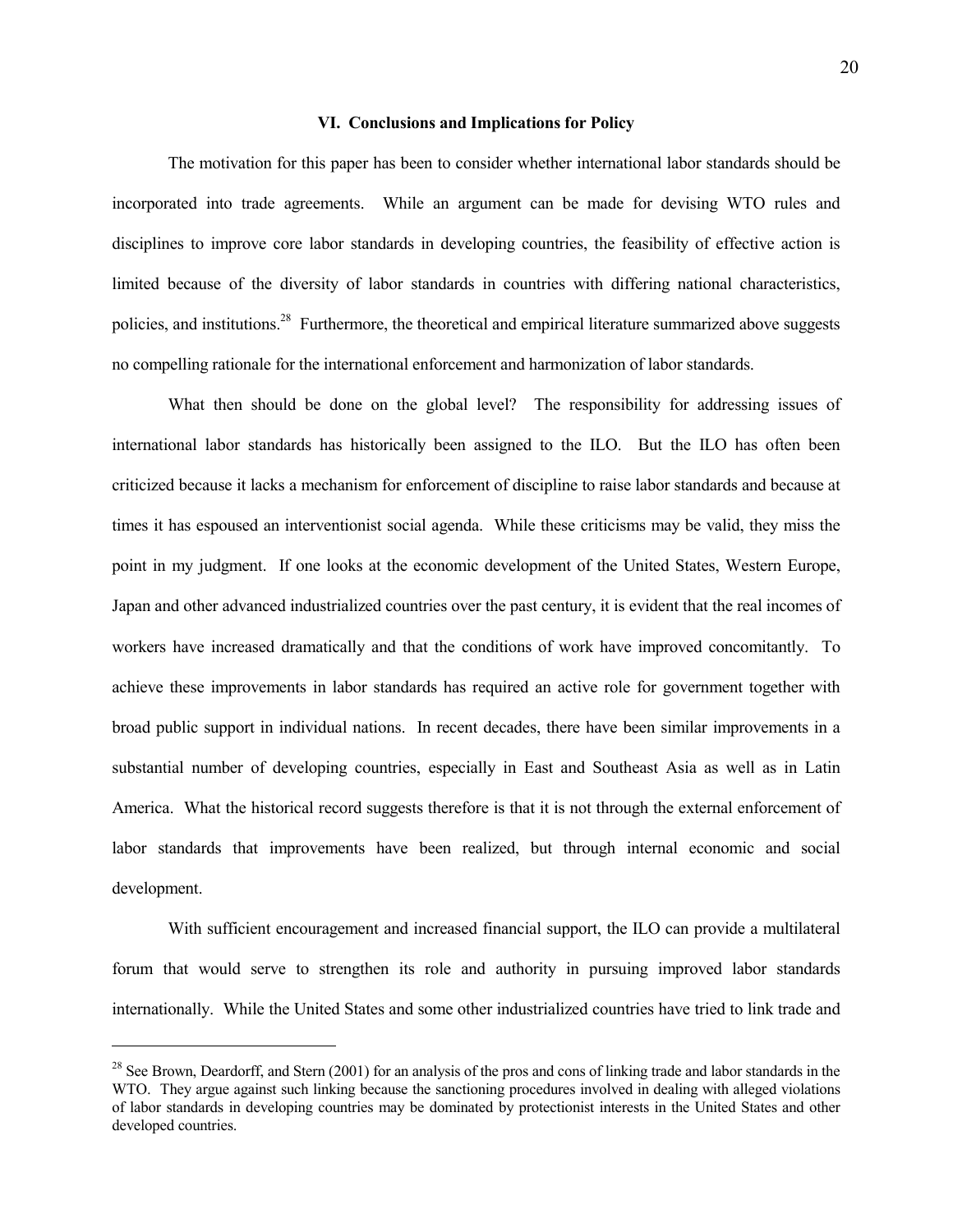## VI. Conclusions and Implications for Policy

The motivation for this paper has been to consider whether international labor standards should be incorporated into trade agreements. While an argument can be made for devising WTO rules and disciplines to improve core labor standards in developing countries, the feasibility of effective action is limited because of the diversity of labor standards in countries with differing national characteristics, policies, and institutions.[28] Furthermore, the theoretical and empirical literature summarized above suggests no compelling rationale for the international enforcement and harmonization of labor standards.

What then should be done on the global level? The responsibility for addressing issues of international labor standards has historically been assigned to the ILO. But the ILO has often been criticized because it lacks a mechanism for enforcement of discipline to raise labor standards and because at times it has espoused an interventionist social agenda. While these criticisms may be valid, they miss the point in my judgment. If one looks at the economic development of the United States, Western Europe, Japan and other advanced industrialized countries over the past century, it is evident that the real incomes of workers have increased dramatically and that the conditions of work have improved concomitantly. To achieve these improvements in labor standards has required an active role for government together with broad public support in individual nations. In recent decades, there have been similar improvements in a substantial number of developing countries, especially in East and Southeast Asia as well as in Latin America. What the historical record suggests therefore is that it is not through the external enforcement of labor standards that improvements have been realized, but through internal economic and social development.

With sufficient encouragement and increased financial support, the ILO can provide a multilateral forum that would serve to strengthen its role and authority in pursuing improved labor standards internationally. While the United States and some other industrialized countries have tried to link trade and

---

[28] See Brown, Deardorff, and Stern (2001) for an analysis of the pros and cons of linking trade and labor standards in the WTO. They argue against such linking because the sanctioning procedures involved in dealing with alleged violations of labor standards in developing countries may be dominated by protectionist interests in the United States and other developed countries.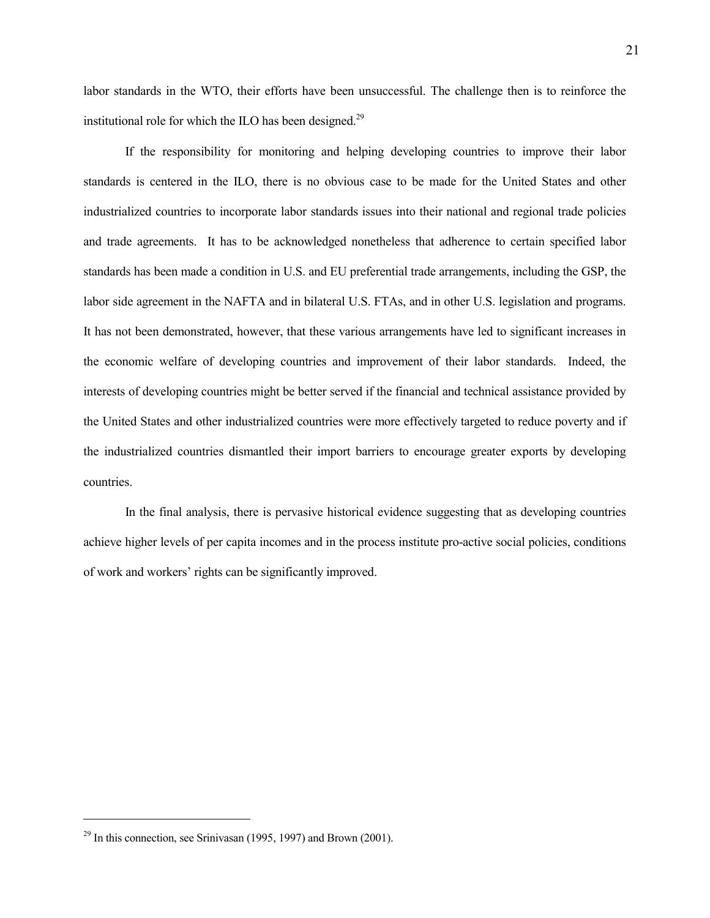labor standards in the WTO, their efforts have been unsuccessful. The challenge then is to reinforce the institutional role for which the ILO has been designed.[29]

If the responsibility for monitoring and helping developing countries to improve their labor standards is centered in the ILO, there is no obvious case to be made for the United States and other industrialized countries to incorporate labor standards issues into their national and regional trade policies and trade agreements. It has to be acknowledged nonetheless that adherence to certain specified labor standards has been made a condition in U.S. and EU preferential trade arrangements, including the GSP, the labor side agreement in the NAFTA and in bilateral U.S. FTAs, and in other U.S. legislation and programs. It has not been demonstrated, however, that these various arrangements have led to significant increases in the economic welfare of developing countries and improvement of their labor standards. Indeed, the interests of developing countries might be better served if the financial and technical assistance provided by the United States and other industrialized countries were more effectively targeted to reduce poverty and if the industrialized countries dismantled their import barriers to encourage greater exports by developing countries.

In the final analysis, there is pervasive historical evidence suggesting that as developing countries achieve higher levels of per capita incomes and in the process institute pro-active social policies, conditions of work and workers' rights can be significantly improved.

---

[29] In this connection, see Srinivasan (1995, 1997) and Brown (2001).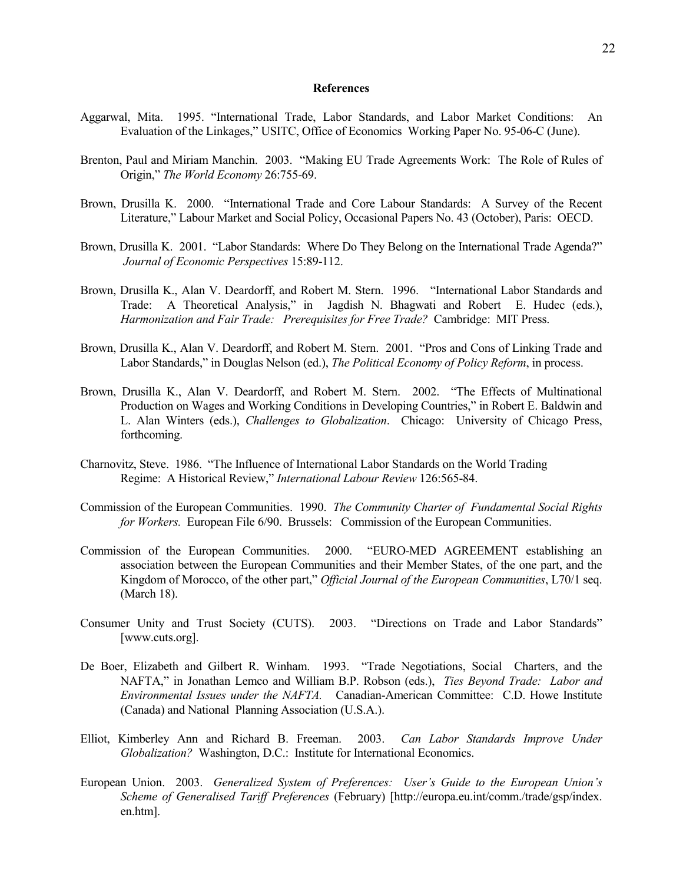**References**

Aggarwal, Mita. 1995. "International Trade, Labor Standards, and Labor Market Conditions: An Evaluation of the Linkages," USITC, Office of Economics Working Paper No. 95-06-C (June).

Brenton, Paul and Miriam Manchin. 2003. "Making EU Trade Agreements Work: The Role of Rules of Origin," *The World Economy* 26:755-69.

Brown, Drusilla K. 2000. "International Trade and Core Labour Standards: A Survey of the Recent Literature," Labour Market and Social Policy, Occasional Papers No. 43 (October), Paris: OECD.

Brown, Drusilla K. 2001. "Labor Standards: Where Do They Belong on the International Trade Agenda?" *Journal of Economic Perspectives* 15:89-112.

Brown, Drusilla K., Alan V. Deardorff, and Robert M. Stern. 1996. "International Labor Standards and Trade: A Theoretical Analysis," in Jagdish N. Bhagwati and Robert E. Hudec (eds.), *Harmonization and Fair Trade: Prerequisites for Free Trade?* Cambridge: MIT Press.

Brown, Drusilla K., Alan V. Deardorff, and Robert M. Stern. 2001. "Pros and Cons of Linking Trade and Labor Standards," in Douglas Nelson (ed.), *The Political Economy of Policy Reform*, in process.

Brown, Drusilla K., Alan V. Deardorff, and Robert M. Stern. 2002. "The Effects of Multinational Production on Wages and Working Conditions in Developing Countries," in Robert E. Baldwin and L. Alan Winters (eds.), *Challenges to Globalization*. Chicago: University of Chicago Press, forthcoming.

Charnovitz, Steve. 1986. "The Influence of International Labor Standards on the World Trading Regime: A Historical Review," *International Labour Review* 126:565-84.

Commission of the European Communities. 1990. *The Community Charter of Fundamental Social Rights for Workers.* European File 6/90. Brussels: Commission of the European Communities.

Commission of the European Communities. 2000. "EURO-MED AGREEMENT establishing an association between the European Communities and their Member States, of the one part, and the Kingdom of Morocco, of the other part," *Official Journal of the European Communities*, L70/1 seq. (March 18).

Consumer Unity and Trust Society (CUTS). 2003. "Directions on Trade and Labor Standards" [www.cuts.org].

De Boer, Elizabeth and Gilbert R. Winham. 1993. "Trade Negotiations, Social Charters, and the NAFTA," in Jonathan Lemco and William B.P. Robson (eds.), *Ties Beyond Trade: Labor and Environmental Issues under the NAFTA.* Canadian-American Committee: C.D. Howe Institute (Canada) and National Planning Association (U.S.A.).

Elliot, Kimberley Ann and Richard B. Freeman. 2003. *Can Labor Standards Improve Under Globalization?* Washington, D.C.: Institute for International Economics.

European Union. 2003. *Generalized System of Preferences: User's Guide to the European Union's Scheme of Generalised Tariff Preferences* (February) [http://europa.eu.int/comm./trade/gsp/index.en.htm].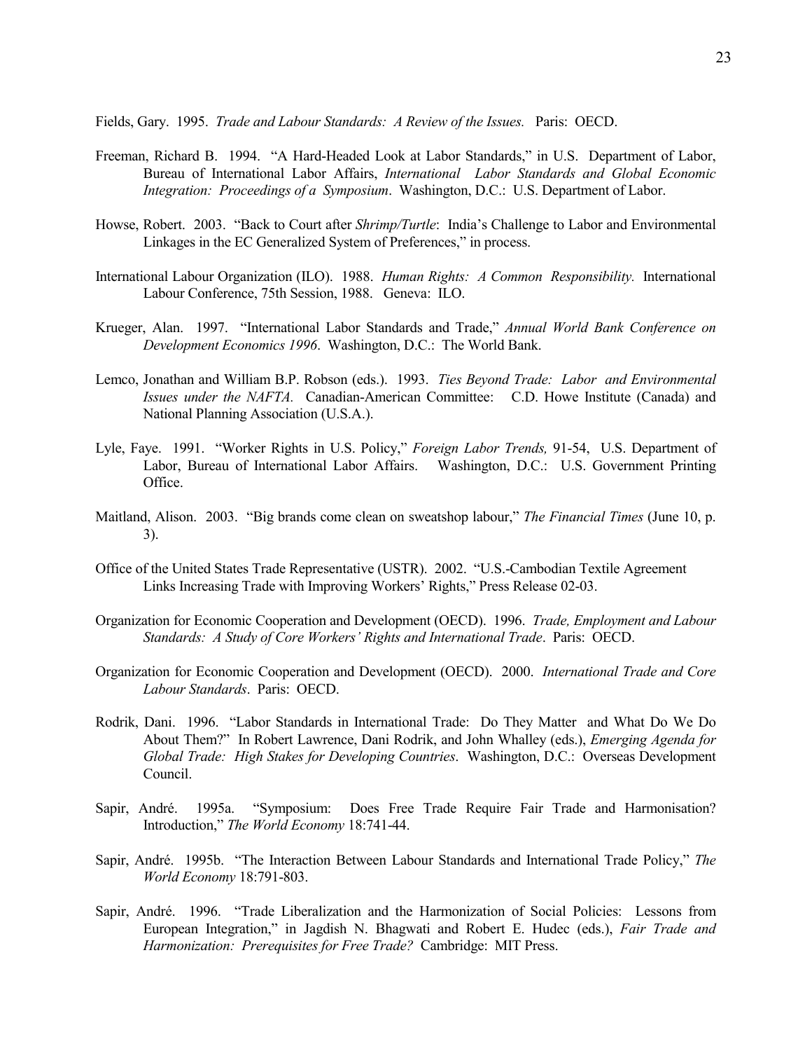Fields, Gary. 1995. *Trade and Labour Standards: A Review of the Issues.* Paris: OECD.

Freeman, Richard B. 1994. "A Hard-Headed Look at Labor Standards," in U.S. Department of Labor, Bureau of International Labor Affairs, *International Labor Standards and Global Economic Integration: Proceedings of a Symposium*. Washington, D.C.: U.S. Department of Labor.

Howse, Robert. 2003. "Back to Court after *Shrimp/Turtle*: India's Challenge to Labor and Environmental Linkages in the EC Generalized System of Preferences," in process.

International Labour Organization (ILO). 1988. *Human Rights: A Common Responsibility.* International Labour Conference, 75th Session, 1988. Geneva: ILO.

Krueger, Alan. 1997. "International Labor Standards and Trade," *Annual World Bank Conference on Development Economics 1996*. Washington, D.C.: The World Bank.

Lemco, Jonathan and William B.P. Robson (eds.). 1993. *Ties Beyond Trade: Labor and Environmental Issues under the NAFTA.* Canadian-American Committee: C.D. Howe Institute (Canada) and National Planning Association (U.S.A.).

Lyle, Faye. 1991. "Worker Rights in U.S. Policy," *Foreign Labor Trends,* 91-54, U.S. Department of Labor, Bureau of International Labor Affairs. Washington, D.C.: U.S. Government Printing Office.

Maitland, Alison. 2003. "Big brands come clean on sweatshop labour," *The Financial Times* (June 10, p. 3).

Office of the United States Trade Representative (USTR). 2002. "U.S.-Cambodian Textile Agreement Links Increasing Trade with Improving Workers' Rights," Press Release 02-03.

Organization for Economic Cooperation and Development (OECD). 1996. *Trade, Employment and Labour Standards: A Study of Core Workers' Rights and International Trade*. Paris: OECD.

Organization for Economic Cooperation and Development (OECD). 2000. *International Trade and Core Labour Standards*. Paris: OECD.

Rodrik, Dani. 1996. "Labor Standards in International Trade: Do They Matter and What Do We Do About Them?" In Robert Lawrence, Dani Rodrik, and John Whalley (eds.), *Emerging Agenda for Global Trade: High Stakes for Developing Countries*. Washington, D.C.: Overseas Development Council.

Sapir, André. 1995a. "Symposium: Does Free Trade Require Fair Trade and Harmonisation? Introduction," *The World Economy* 18:741-44.

Sapir, André. 1995b. "The Interaction Between Labour Standards and International Trade Policy," *The World Economy* 18:791-803.

Sapir, André. 1996. "Trade Liberalization and the Harmonization of Social Policies: Lessons from European Integration," in Jagdish N. Bhagwati and Robert E. Hudec (eds.), *Fair Trade and Harmonization: Prerequisites for Free Trade?* Cambridge: MIT Press.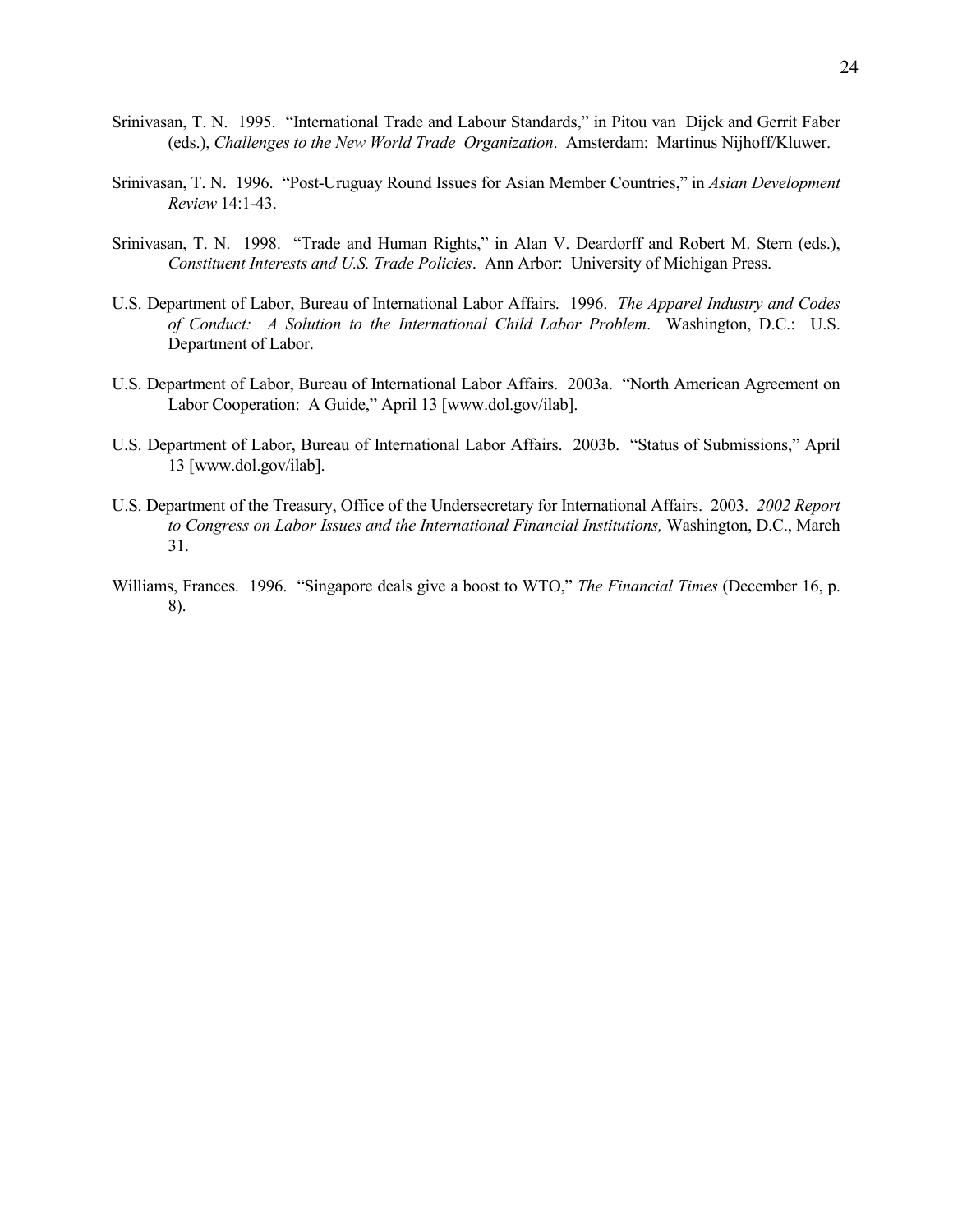Srinivasan, T. N. 1995. "International Trade and Labour Standards," in Pitou van Dijck and Gerrit Faber (eds.), *Challenges to the New World Trade Organization*. Amsterdam: Martinus Nijhoff/Kluwer.

Srinivasan, T. N. 1996. "Post-Uruguay Round Issues for Asian Member Countries," in *Asian Development Review* 14:1-43.

Srinivasan, T. N. 1998. "Trade and Human Rights," in Alan V. Deardorff and Robert M. Stern (eds.), *Constituent Interests and U.S. Trade Policies*. Ann Arbor: University of Michigan Press.

U.S. Department of Labor, Bureau of International Labor Affairs. 1996. *The Apparel Industry and Codes of Conduct: A Solution to the International Child Labor Problem*. Washington, D.C.: U.S. Department of Labor.

U.S. Department of Labor, Bureau of International Labor Affairs. 2003a. "North American Agreement on Labor Cooperation: A Guide," April 13 [www.dol.gov/ilab].

U.S. Department of Labor, Bureau of International Labor Affairs. 2003b. "Status of Submissions," April 13 [www.dol.gov/ilab].

U.S. Department of the Treasury, Office of the Undersecretary for International Affairs. 2003. *2002 Report to Congress on Labor Issues and the International Financial Institutions,* Washington, D.C., March 31.

Williams, Frances. 1996. "Singapore deals give a boost to WTO," *The Financial Times* (December 16, p. 8).